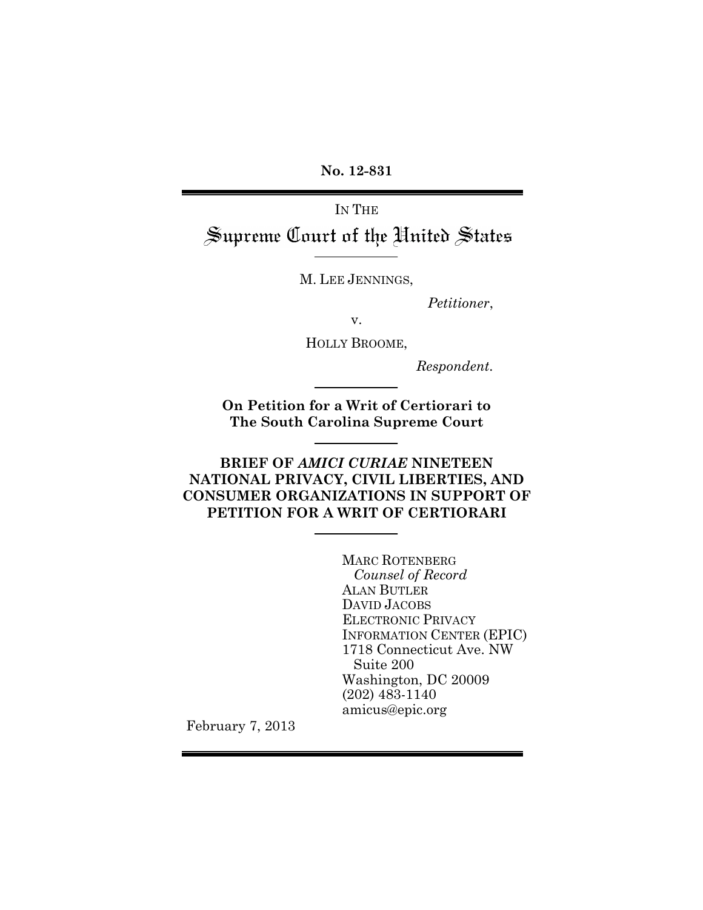**No. 12-831**

IN THE

# Supreme Court of the United States

M. LEE JENNINGS,

*Petitioner*,

v.

HOLLY BROOME,

*Respondent*.

**On Petition for a Writ of Certiorari to The South Carolina Supreme Court**

**BRIEF OF *AMICI CURIAE* NINETEEN NATIONAL PRIVACY, CIVIL LIBERTIES, AND CONSUMER ORGANIZATIONS IN SUPPORT OF PETITION FOR A WRIT OF CERTIORARI**

MARC ROTENBERG
*Counsel of Record*
ALAN BUTLER
DAVID JACOBS
ELECTRONIC PRIVACY INFORMATION CENTER (EPIC)
1718 Connecticut Ave. NW
Suite 200
Washington, DC 20009
(202) 483-1140
amicus@epic.org

February 7, 2013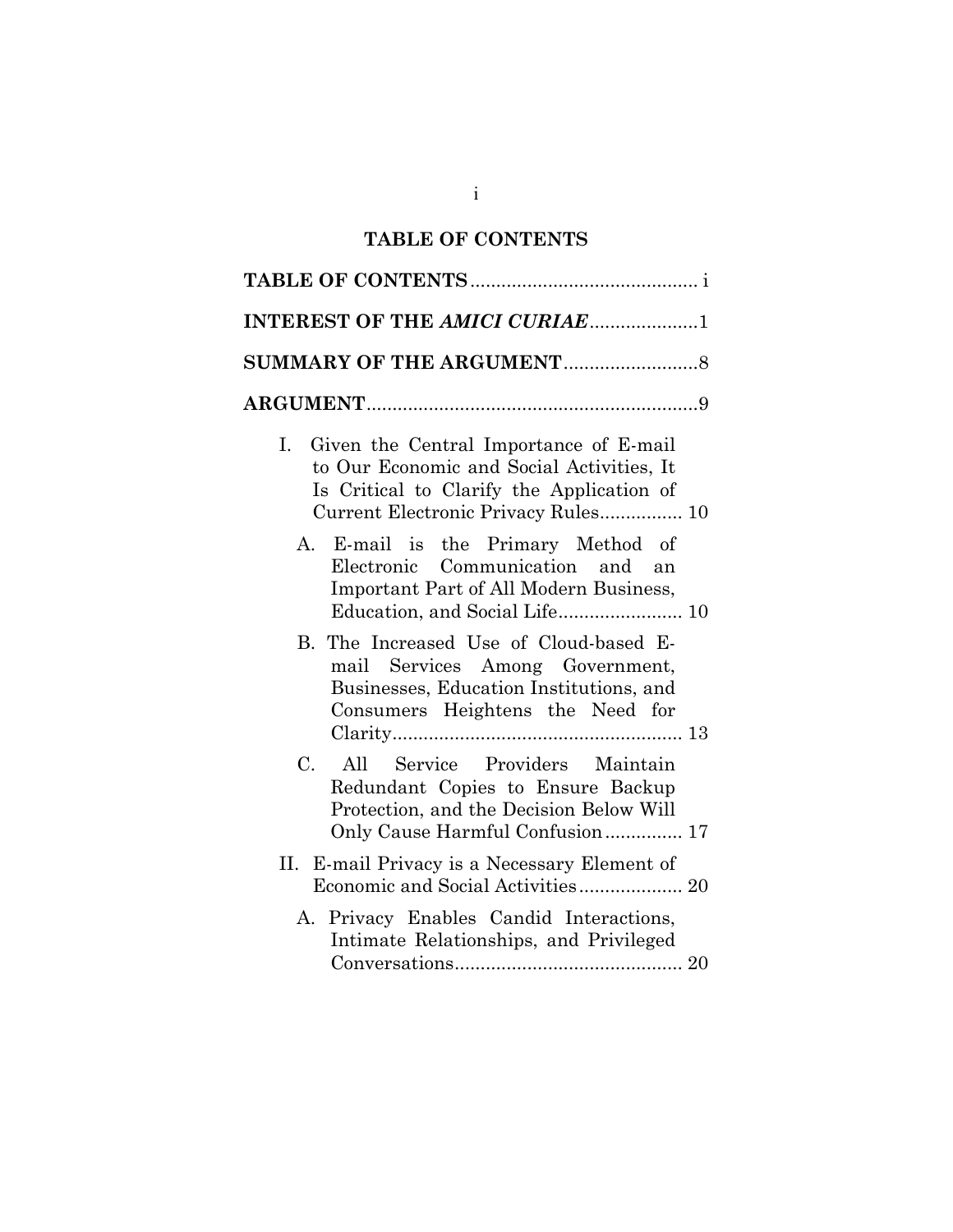# TABLE OF CONTENTS

**TABLE OF CONTENTS** ............................................ i

**INTEREST OF THE *AMICI CURIAE*** ....................1

**SUMMARY OF THE ARGUMENT** ..........................8

**ARGUMENT** ................................................................9

I. Given the Central Importance of E-mail to Our Economic and Social Activities, It Is Critical to Clarify the Application of Current Electronic Privacy Rules................ 10

A. E-mail is the Primary Method of Electronic Communication and an Important Part of All Modern Business, Education, and Social Life........................ 10

B. The Increased Use of Cloud-based E-mail Services Among Government, Businesses, Education Institutions, and Consumers Heightens the Need for Clarity........................................................ 13

C. All Service Providers Maintain Redundant Copies to Ensure Backup Protection, and the Decision Below Will Only Cause Harmful Confusion............... 17

II. E-mail Privacy is a Necessary Element of Economic and Social Activities.................... 20

A. Privacy Enables Candid Interactions, Intimate Relationships, and Privileged Conversations............................................ 20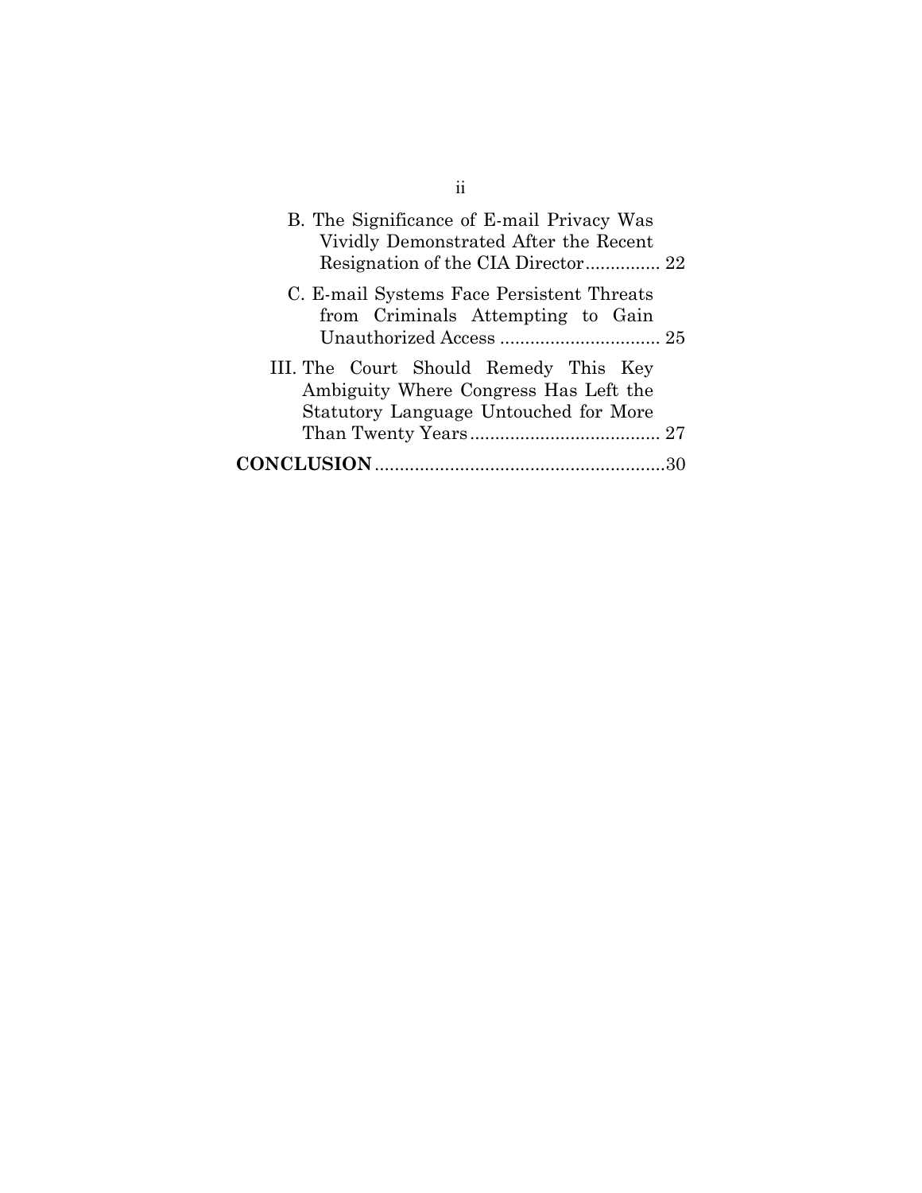B. The Significance of E-mail Privacy Was Vividly Demonstrated After the Recent Resignation of the CIA Director............... 22

C. E-mail Systems Face Persistent Threats from Criminals Attempting to Gain Unauthorized Access ................................ 25

III. The Court Should Remedy This Key Ambiguity Where Congress Has Left the Statutory Language Untouched for More Than Twenty Years...................................... 27

**CONCLUSION**..........................................................30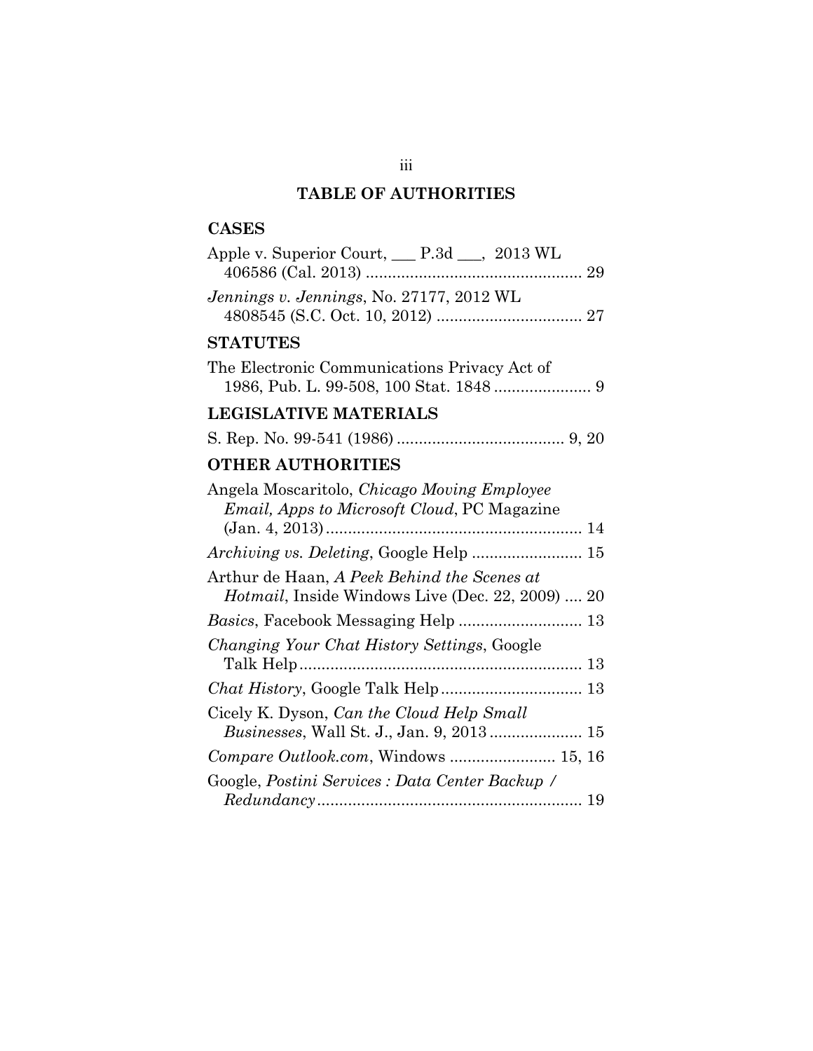## TABLE OF AUTHORITIES

### CASES

Apple v. Superior Court, ___ P.3d ___, 2013 WL 406586 (Cal. 2013) ........................................... 29

*Jennings v. Jennings*, No. 27177, 2012 WL 4808545 (S.C. Oct. 10, 2012) ................................ 27

### STATUTES

The Electronic Communications Privacy Act of 1986, Pub. L. 99-508, 100 Stat. 1848 ..................... 9

### LEGISLATIVE MATERIALS

S. Rep. No. 99-541 (1986) ..................................... 9, 20

### OTHER AUTHORITIES

Angela Moscaritolo, *Chicago Moving Employee Email, Apps to Microsoft Cloud*, PC Magazine (Jan. 4, 2013) ......................................................... 14

*Archiving vs. Deleting*, Google Help ........................ 15

Arthur de Haan, *A Peek Behind the Scenes at Hotmail*, Inside Windows Live (Dec. 22, 2009) .... 20

*Basics*, Facebook Messaging Help ........................... 13

*Changing Your Chat History Settings*, Google Talk Help ............................................................... 13

*Chat History*, Google Talk Help ............................... 13

Cicely K. Dyson, *Can the Cloud Help Small Businesses*, Wall St. J., Jan. 9, 2013 .................... 15

*Compare Outlook.com*, Windows ....................... 15, 16

Google, *Postini Services : Data Center Backup / Redundancy* ........................................................... 19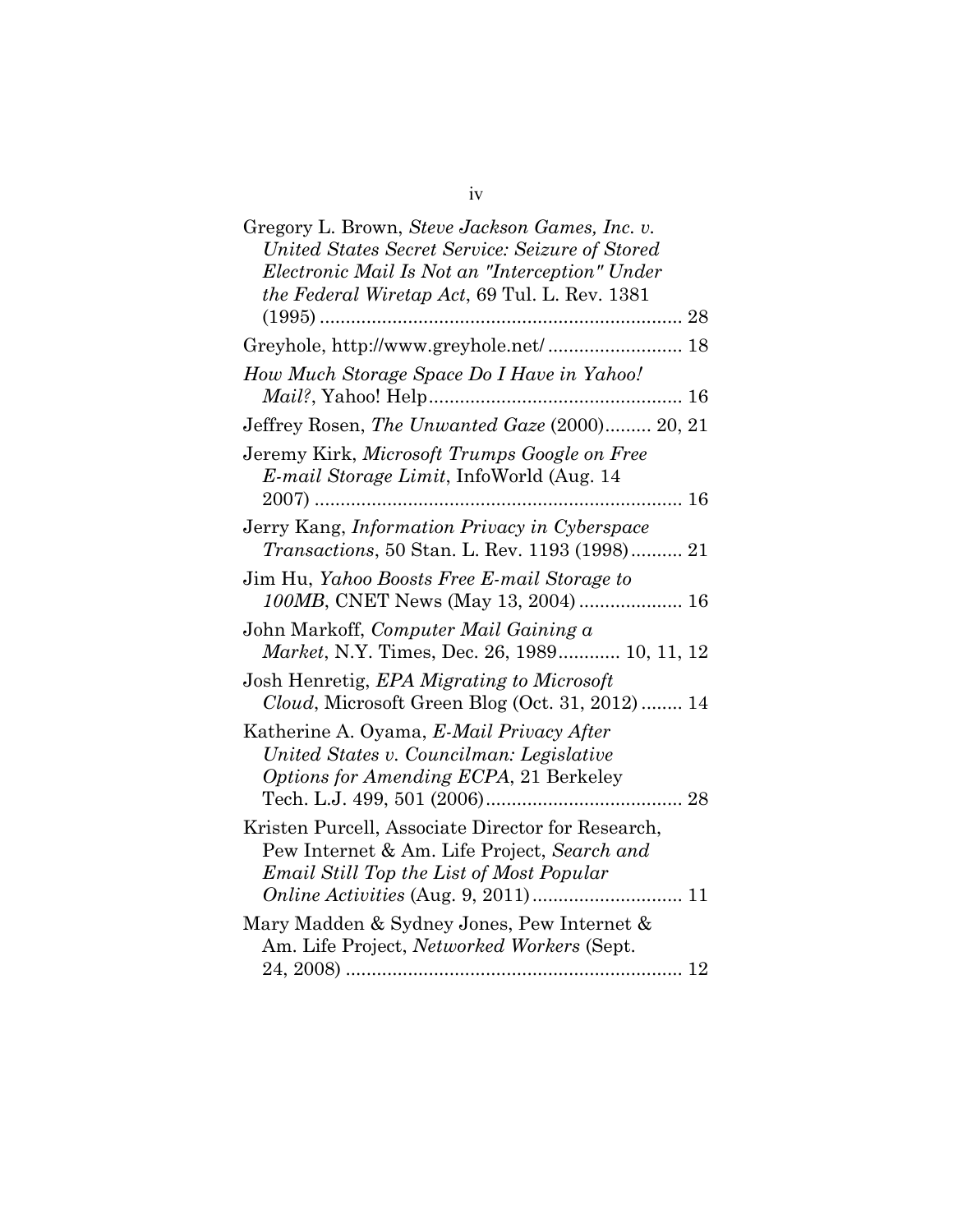Gregory L. Brown, *Steve Jackson Games, Inc. v. United States Secret Service: Seizure of Stored Electronic Mail Is Not an "Interception" Under the Federal Wiretap Act*, 69 Tul. L. Rev. 1381 (1995) ........................................................................ 28

Greyhole, http://www.greyhole.net/ .......................... 18

*How Much Storage Space Do I Have in Yahoo! Mail?*, Yahoo! Help................................................ 16

Jeffrey Rosen, *The Unwanted Gaze* (2000)......... 20, 21

Jeremy Kirk, *Microsoft Trumps Google on Free E-mail Storage Limit*, InfoWorld (Aug. 14 2007) ........................................................................ 16

Jerry Kang, *Information Privacy in Cyberspace Transactions*, 50 Stan. L. Rev. 1193 (1998).......... 21

Jim Hu, *Yahoo Boosts Free E-mail Storage to 100MB*, CNET News (May 13, 2004) .................... 16

John Markoff, *Computer Mail Gaining a Market*, N.Y. Times, Dec. 26, 1989............ 10, 11, 12

Josh Henretig, *EPA Migrating to Microsoft Cloud*, Microsoft Green Blog (Oct. 31, 2012) ........ 14

Katherine A. Oyama, *E-Mail Privacy After United States v. Councilman: Legislative Options for Amending ECPA*, 21 Berkeley Tech. L.J. 499, 501 (2006)...................................... 28

Kristen Purcell, Associate Director for Research, Pew Internet & Am. Life Project, *Search and Email Still Top the List of Most Popular Online Activities* (Aug. 9, 2011)............................ 11

Mary Madden & Sydney Jones, Pew Internet & Am. Life Project, *Networked Workers* (Sept. 24, 2008) ................................................................ 12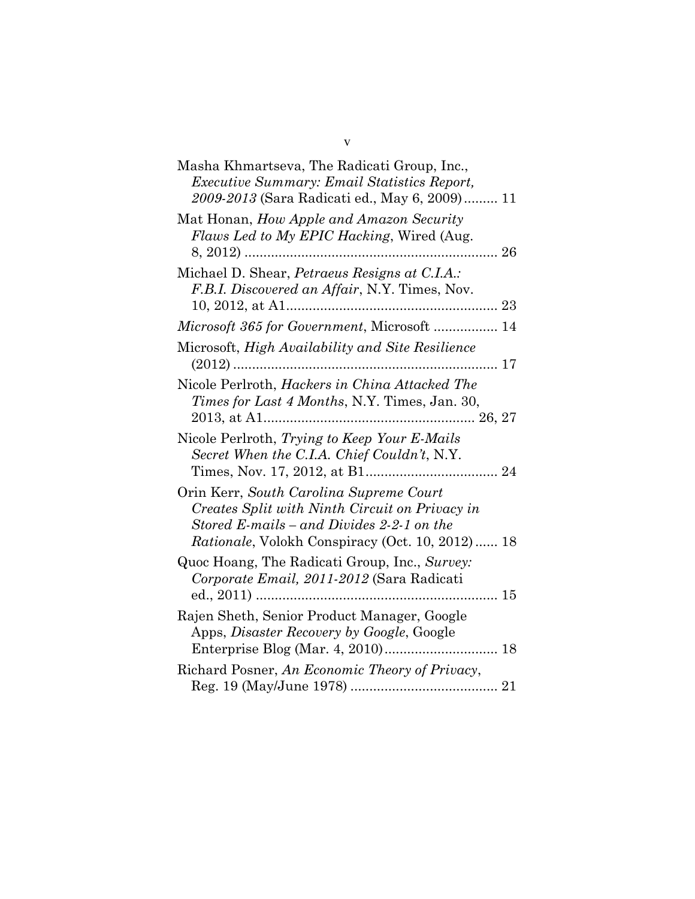Masha Khmartseva, The Radicati Group, Inc., *Executive Summary: Email Statistics Report, 2009-2013* (Sara Radicati ed., May 6, 2009)......... 11

Mat Honan, *How Apple and Amazon Security Flaws Led to My EPIC Hacking*, Wired (Aug. 8, 2012) ................................................................... 26

Michael D. Shear, *Petraeus Resigns at C.I.A.: F.B.I. Discovered an Affair*, N.Y. Times, Nov. 10, 2012, at A1........................................................ 23

*Microsoft 365 for Government*, Microsoft ................. 14

Microsoft, *High Availability and Site Resilience* (2012) ...................................................................... 17

Nicole Perlroth, *Hackers in China Attacked The Times for Last 4 Months*, N.Y. Times, Jan. 30, 2013, at A1........................................................ 26, 27

Nicole Perlroth, *Trying to Keep Your E-Mails Secret When the C.I.A. Chief Couldn't*, N.Y. Times, Nov. 17, 2012, at B1................................... 24

Orin Kerr, *South Carolina Supreme Court Creates Split with Ninth Circuit on Privacy in Stored E-mails – and Divides 2-2-1 on the Rationale*, Volokh Conspiracy (Oct. 10, 2012)...... 18

Quoc Hoang, The Radicati Group, Inc., *Survey: Corporate Email, 2011-2012* (Sara Radicati ed., 2011) ................................................................ 15

Rajen Sheth, Senior Product Manager, Google Apps, *Disaster Recovery by Google*, Google Enterprise Blog (Mar. 4, 2010).............................. 18

Richard Posner, *An Economic Theory of Privacy*, Reg. 19 (May/June 1978) ....................................... 21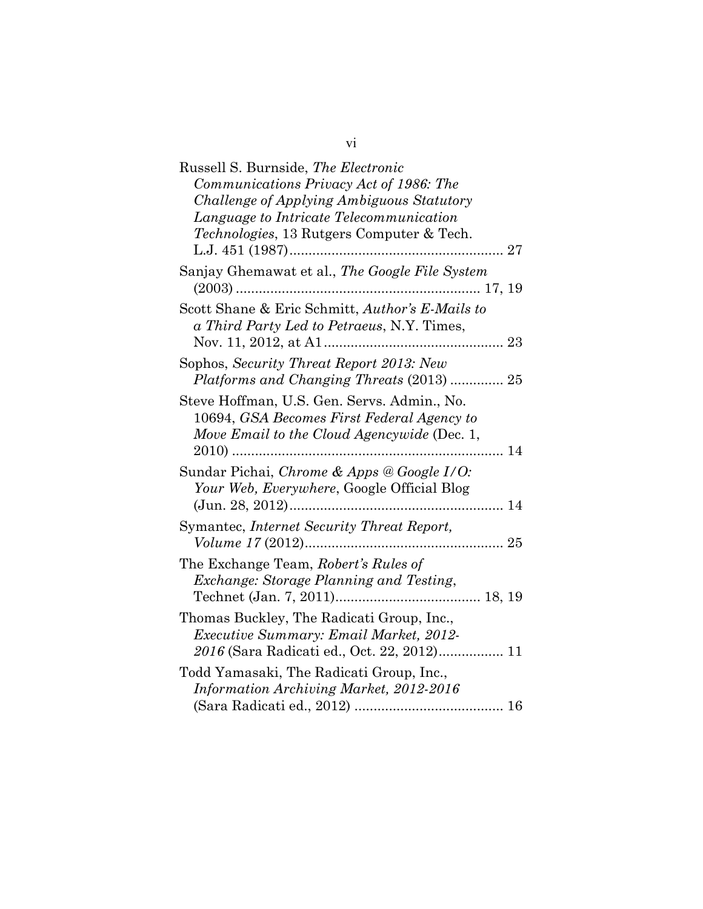Russell S. Burnside, *The Electronic Communications Privacy Act of 1986: The Challenge of Applying Ambiguous Statutory Language to Intricate Telecommunication Technologies*, 13 Rutgers Computer & Tech. L.J. 451 (1987)........................................................ 27

Sanjay Ghemawat et al., *The Google File System* (2003) ................................................................ 17, 19

Scott Shane & Eric Schmitt, *Author's E-Mails to a Third Party Led to Petraeus*, N.Y. Times, Nov. 11, 2012, at A1.............................................. 23

Sophos, *Security Threat Report 2013: New Platforms and Changing Threats* (2013) .............. 25

Steve Hoffman, U.S. Gen. Servs. Admin., No. 10694, *GSA Becomes First Federal Agency to Move Email to the Cloud Agencywide* (Dec. 1, 2010) ....................................................................... 14

Sundar Pichai, *Chrome & Apps @ Google I/O: Your Web, Everywhere*, Google Official Blog (Jun. 28, 2012)........................................................ 14

Symantec, *Internet Security Threat Report, Volume 17* (2012).................................................... 25

The Exchange Team, *Robert's Rules of Exchange: Storage Planning and Testing*, Technet (Jan. 7, 2011)...................................... 18, 19

Thomas Buckley, The Radicati Group, Inc., *Executive Summary: Email Market, 2012-2016* (Sara Radicati ed., Oct. 22, 2012)................. 11

Todd Yamasaki, The Radicati Group, Inc., *Information Archiving Market, 2012-2016* (Sara Radicati ed., 2012) ....................................... 16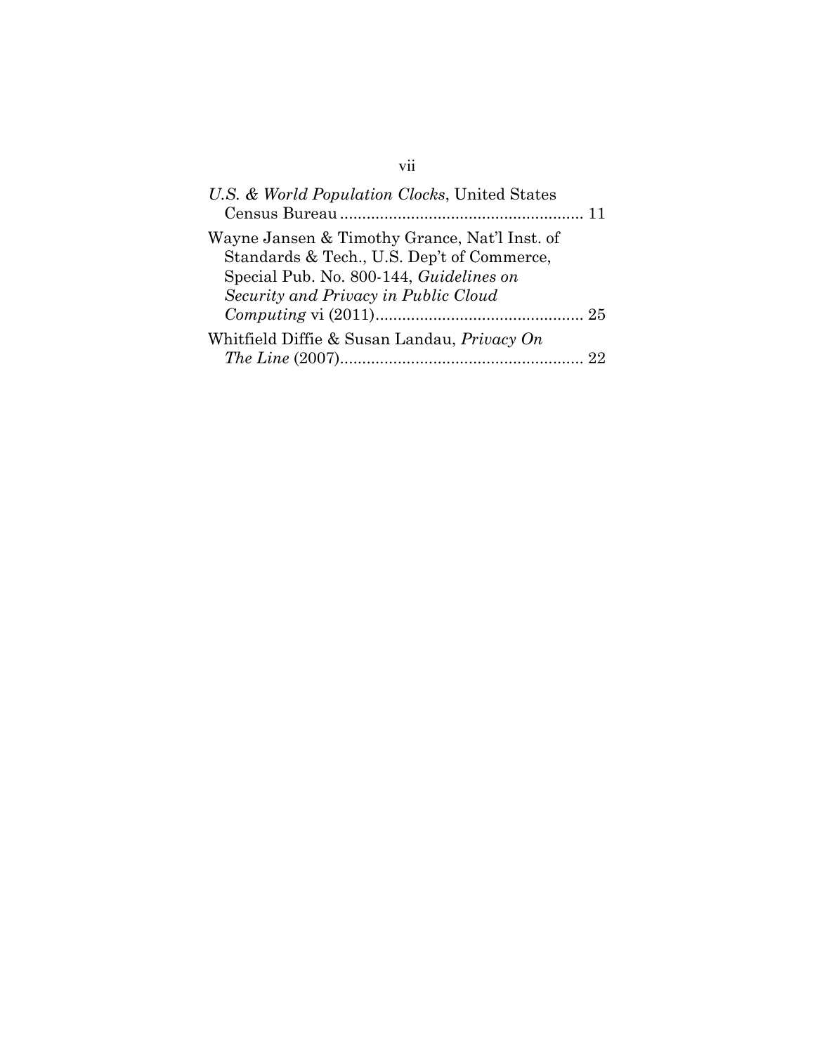*U.S. & World Population Clocks*, United States Census Bureau ....................................................... 11

Wayne Jansen & Timothy Grance, Nat'l Inst. of Standards & Tech., U.S. Dep't of Commerce, Special Pub. No. 800-144, *Guidelines on Security and Privacy in Public Cloud Computing* vi (2011)............................................... 25

Whitfield Diffie & Susan Landau, *Privacy On The Line* (2007)....................................................... 22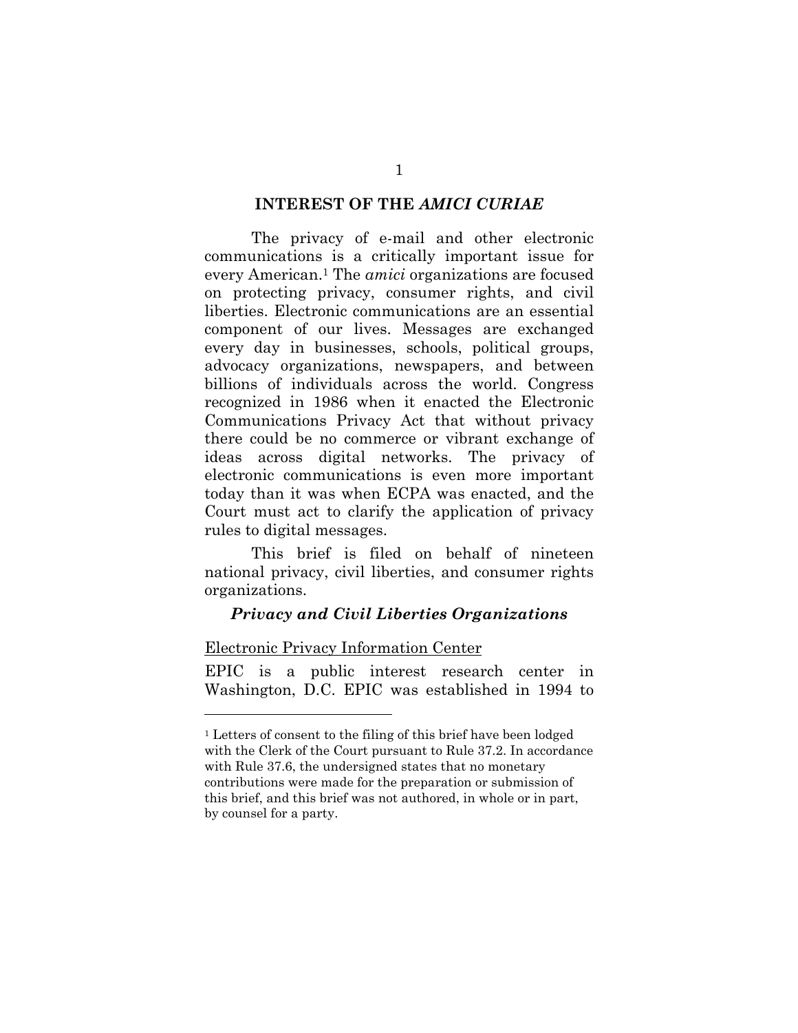## INTEREST OF THE *AMICI CURIAE*

The privacy of e-mail and other electronic communications is a critically important issue for every American.[1] The *amici* organizations are focused on protecting privacy, consumer rights, and civil liberties. Electronic communications are an essential component of our lives. Messages are exchanged every day in businesses, schools, political groups, advocacy organizations, newspapers, and between billions of individuals across the world. Congress recognized in 1986 when it enacted the Electronic Communications Privacy Act that without privacy there could be no commerce or vibrant exchange of ideas across digital networks. The privacy of electronic communications is even more important today than it was when ECPA was enacted, and the Court must act to clarify the application of privacy rules to digital messages.

This brief is filed on behalf of nineteen national privacy, civil liberties, and consumer rights organizations.

### *Privacy and Civil Liberties Organizations*

<u>Electronic Privacy Information Center</u>

EPIC is a public interest research center in Washington, D.C. EPIC was established in 1994 to

---

[1] Letters of consent to the filing of this brief have been lodged with the Clerk of the Court pursuant to Rule 37.2. In accordance with Rule 37.6, the undersigned states that no monetary contributions were made for the preparation or submission of this brief, and this brief was not authored, in whole or in part, by counsel for a party.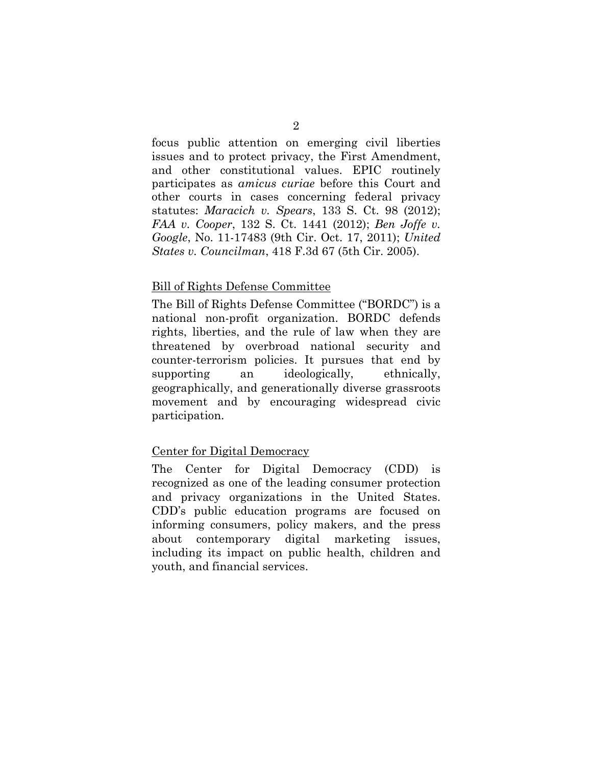focus public attention on emerging civil liberties issues and to protect privacy, the First Amendment, and other constitutional values. EPIC routinely participates as *amicus curiae* before this Court and other courts in cases concerning federal privacy statutes: *Maracich v. Spears*, 133 S. Ct. 98 (2012); *FAA v. Cooper*, 132 S. Ct. 1441 (2012); *Ben Joffe v. Google*, No. 11-17483 (9th Cir. Oct. 17, 2011); *United States v. Councilman*, 418 F.3d 67 (5th Cir. 2005).

<u>Bill of Rights Defense Committee</u>

The Bill of Rights Defense Committee ("BORDC") is a national non-profit organization. BORDC defends rights, liberties, and the rule of law when they are threatened by overbroad national security and counter-terrorism policies. It pursues that end by supporting an ideologically, ethnically, geographically, and generationally diverse grassroots movement and by encouraging widespread civic participation.

<u>Center for Digital Democracy</u>

The Center for Digital Democracy (CDD) is recognized as one of the leading consumer protection and privacy organizations in the United States. CDD's public education programs are focused on informing consumers, policy makers, and the press about contemporary digital marketing issues, including its impact on public health, children and youth, and financial services.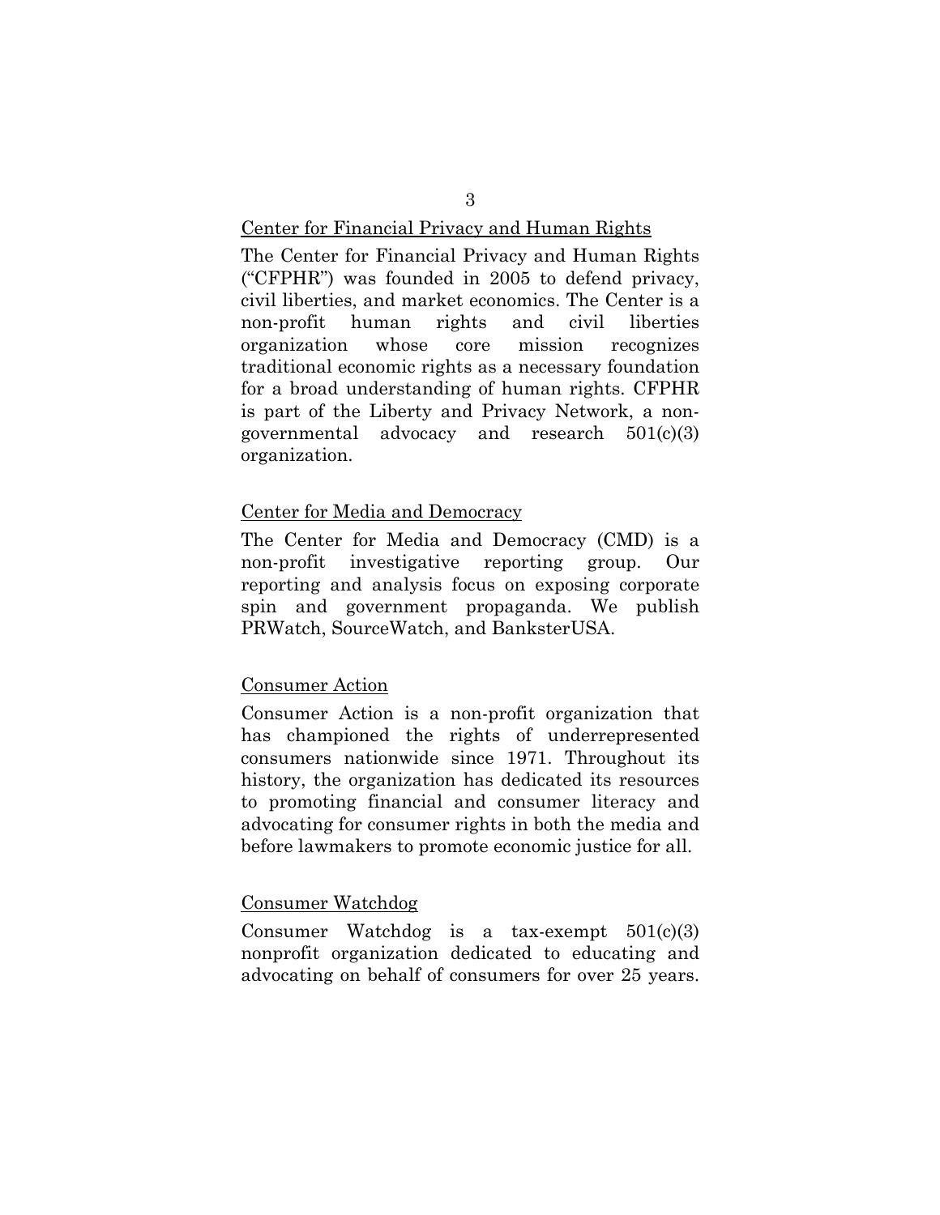Center for Financial Privacy and Human Rights

The Center for Financial Privacy and Human Rights ("CFPHR") was founded in 2005 to defend privacy, civil liberties, and market economics. The Center is a non-profit human rights and civil liberties organization whose core mission recognizes traditional economic rights as a necessary foundation for a broad understanding of human rights. CFPHR is part of the Liberty and Privacy Network, a non-governmental advocacy and research 501(c)(3) organization.

Center for Media and Democracy

The Center for Media and Democracy (CMD) is a non-profit investigative reporting group. Our reporting and analysis focus on exposing corporate spin and government propaganda. We publish PRWatch, SourceWatch, and BanksterUSA.

Consumer Action

Consumer Action is a non-profit organization that has championed the rights of underrepresented consumers nationwide since 1971. Throughout its history, the organization has dedicated its resources to promoting financial and consumer literacy and advocating for consumer rights in both the media and before lawmakers to promote economic justice for all.

Consumer Watchdog

Consumer Watchdog is a tax-exempt 501(c)(3) nonprofit organization dedicated to educating and advocating on behalf of consumers for over 25 years.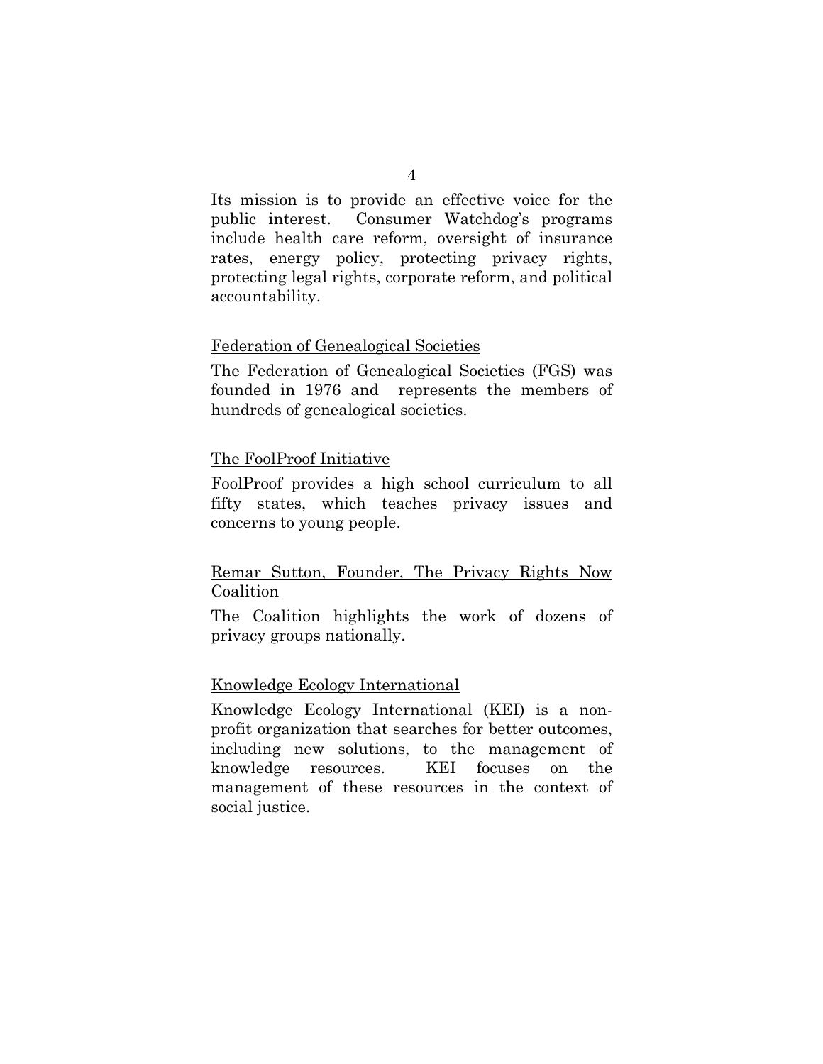Its mission is to provide an effective voice for the public interest. Consumer Watchdog's programs include health care reform, oversight of insurance rates, energy policy, protecting privacy rights, protecting legal rights, corporate reform, and political accountability.

<u>Federation of Genealogical Societies</u>

The Federation of Genealogical Societies (FGS) was founded in 1976 and represents the members of hundreds of genealogical societies.

<u>The FoolProof Initiative</u>

FoolProof provides a high school curriculum to all fifty states, which teaches privacy issues and concerns to young people.

<u>Remar Sutton, Founder, The Privacy Rights Now Coalition</u>

The Coalition highlights the work of dozens of privacy groups nationally.

<u>Knowledge Ecology International</u>

Knowledge Ecology International (KEI) is a non-profit organization that searches for better outcomes, including new solutions, to the management of knowledge resources. KEI focuses on the management of these resources in the context of social justice.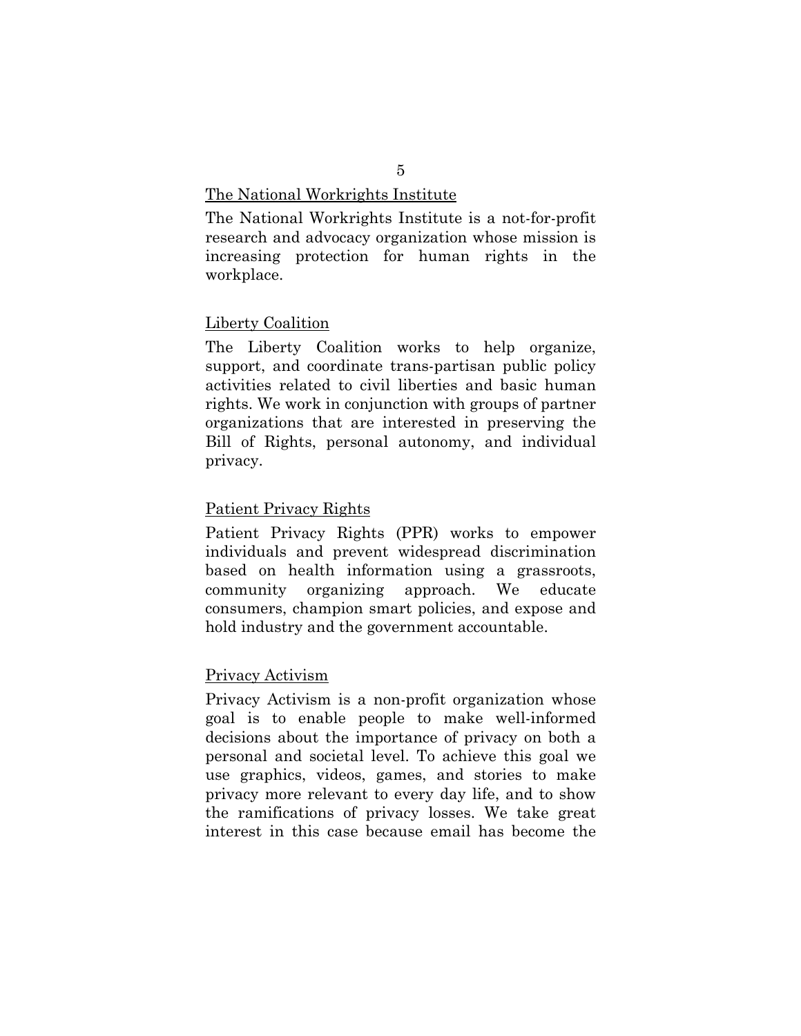<u>The National Workrights Institute</u>

The National Workrights Institute is a not-for-profit research and advocacy organization whose mission is increasing protection for human rights in the workplace.

<u>Liberty Coalition</u>

The Liberty Coalition works to help organize, support, and coordinate trans-partisan public policy activities related to civil liberties and basic human rights. We work in conjunction with groups of partner organizations that are interested in preserving the Bill of Rights, personal autonomy, and individual privacy.

<u>Patient Privacy Rights</u>

Patient Privacy Rights (PPR) works to empower individuals and prevent widespread discrimination based on health information using a grassroots, community organizing approach. We educate consumers, champion smart policies, and expose and hold industry and the government accountable.

<u>Privacy Activism</u>

Privacy Activism is a non-profit organization whose goal is to enable people to make well-informed decisions about the importance of privacy on both a personal and societal level. To achieve this goal we use graphics, videos, games, and stories to make privacy more relevant to every day life, and to show the ramifications of privacy losses. We take great interest in this case because email has become the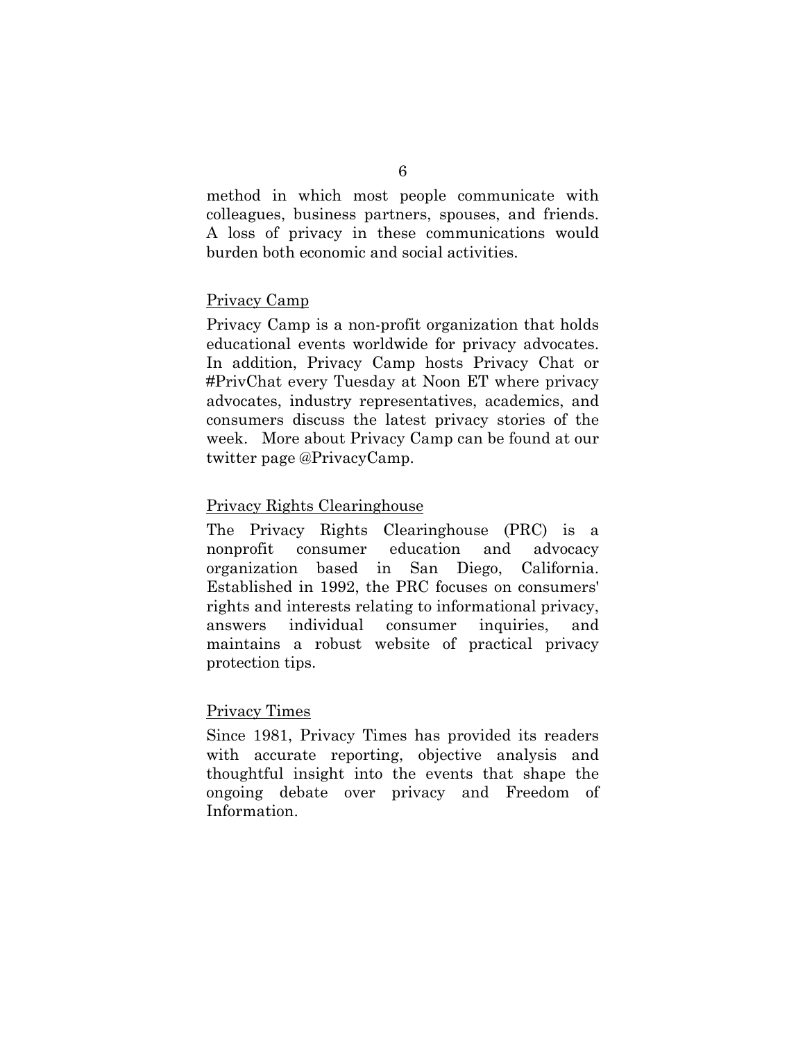method in which most people communicate with colleagues, business partners, spouses, and friends. A loss of privacy in these communications would burden both economic and social activities.

Privacy Camp

Privacy Camp is a non-profit organization that holds educational events worldwide for privacy advocates. In addition, Privacy Camp hosts Privacy Chat or #PrivChat every Tuesday at Noon ET where privacy advocates, industry representatives, academics, and consumers discuss the latest privacy stories of the week. More about Privacy Camp can be found at our twitter page @PrivacyCamp.

Privacy Rights Clearinghouse

The Privacy Rights Clearinghouse (PRC) is a nonprofit consumer education and advocacy organization based in San Diego, California. Established in 1992, the PRC focuses on consumers' rights and interests relating to informational privacy, answers individual consumer inquiries, and maintains a robust website of practical privacy protection tips.

Privacy Times

Since 1981, Privacy Times has provided its readers with accurate reporting, objective analysis and thoughtful insight into the events that shape the ongoing debate over privacy and Freedom of Information.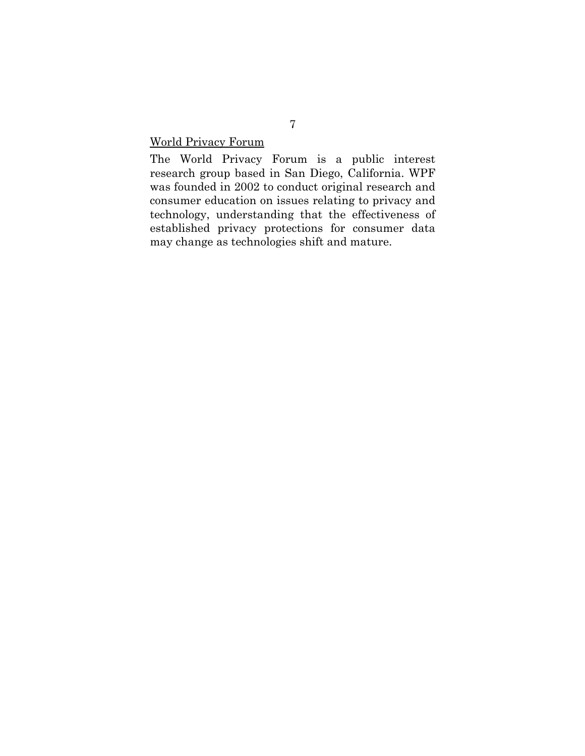<u>World Privacy Forum</u>

The World Privacy Forum is a public interest research group based in San Diego, California. WPF was founded in 2002 to conduct original research and consumer education on issues relating to privacy and technology, understanding that the effectiveness of established privacy protections for consumer data may change as technologies shift and mature.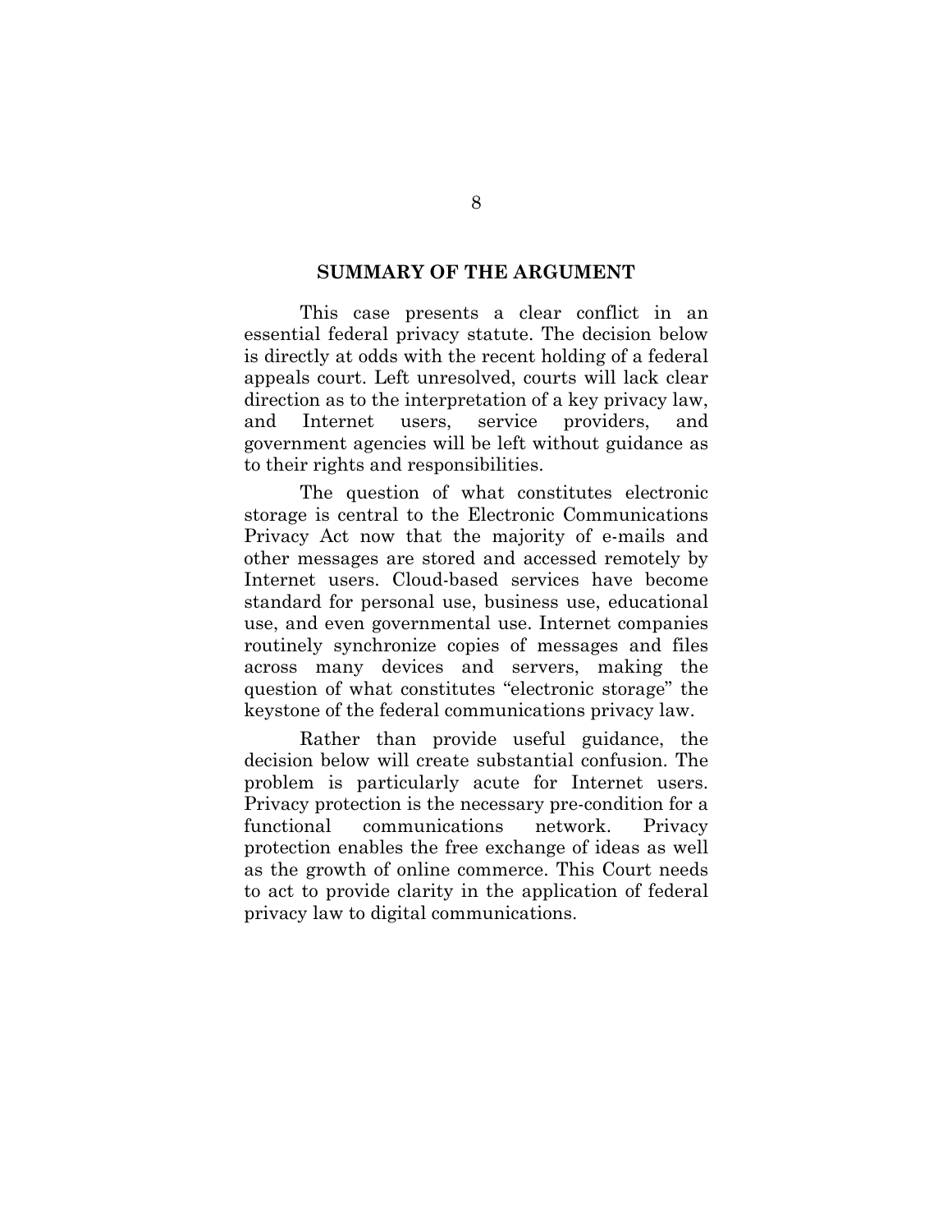## SUMMARY OF THE ARGUMENT

This case presents a clear conflict in an essential federal privacy statute. The decision below is directly at odds with the recent holding of a federal appeals court. Left unresolved, courts will lack clear direction as to the interpretation of a key privacy law, and Internet users, service providers, and government agencies will be left without guidance as to their rights and responsibilities.

The question of what constitutes electronic storage is central to the Electronic Communications Privacy Act now that the majority of e-mails and other messages are stored and accessed remotely by Internet users. Cloud-based services have become standard for personal use, business use, educational use, and even governmental use. Internet companies routinely synchronize copies of messages and files across many devices and servers, making the question of what constitutes "electronic storage" the keystone of the federal communications privacy law.

Rather than provide useful guidance, the decision below will create substantial confusion. The problem is particularly acute for Internet users. Privacy protection is the necessary pre-condition for a functional communications network. Privacy protection enables the free exchange of ideas as well as the growth of online commerce. This Court needs to act to provide clarity in the application of federal privacy law to digital communications.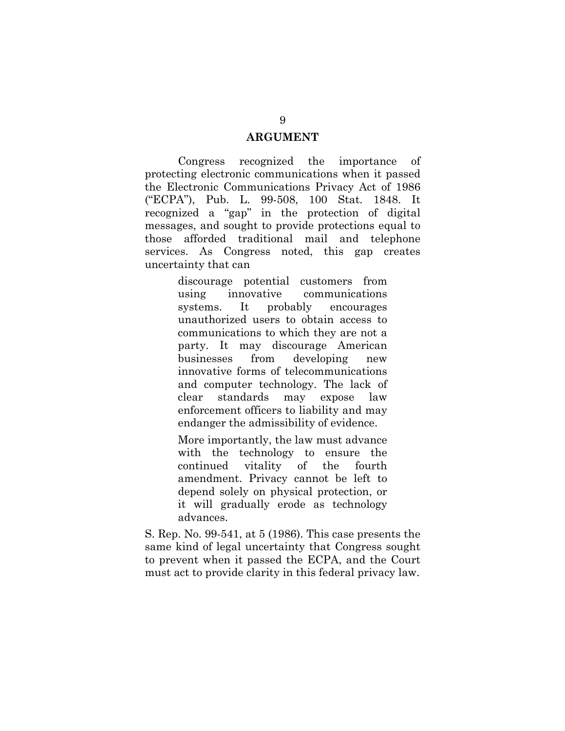## ARGUMENT

Congress recognized the importance of protecting electronic communications when it passed the Electronic Communications Privacy Act of 1986 ("ECPA"), Pub. L. 99-508, 100 Stat. 1848. It recognized a "gap" in the protection of digital messages, and sought to provide protections equal to those afforded traditional mail and telephone services. As Congress noted, this gap creates uncertainty that can

> discourage potential customers from using innovative communications systems. It probably encourages unauthorized users to obtain access to communications to which they are not a party. It may discourage American businesses from developing new innovative forms of telecommunications and computer technology. The lack of clear standards may expose law enforcement officers to liability and may endanger the admissibility of evidence.
>
> More importantly, the law must advance with the technology to ensure the continued vitality of the fourth amendment. Privacy cannot be left to depend solely on physical protection, or it will gradually erode as technology advances.

S. Rep. No. 99-541, at 5 (1986). This case presents the same kind of legal uncertainty that Congress sought to prevent when it passed the ECPA, and the Court must act to provide clarity in this federal privacy law.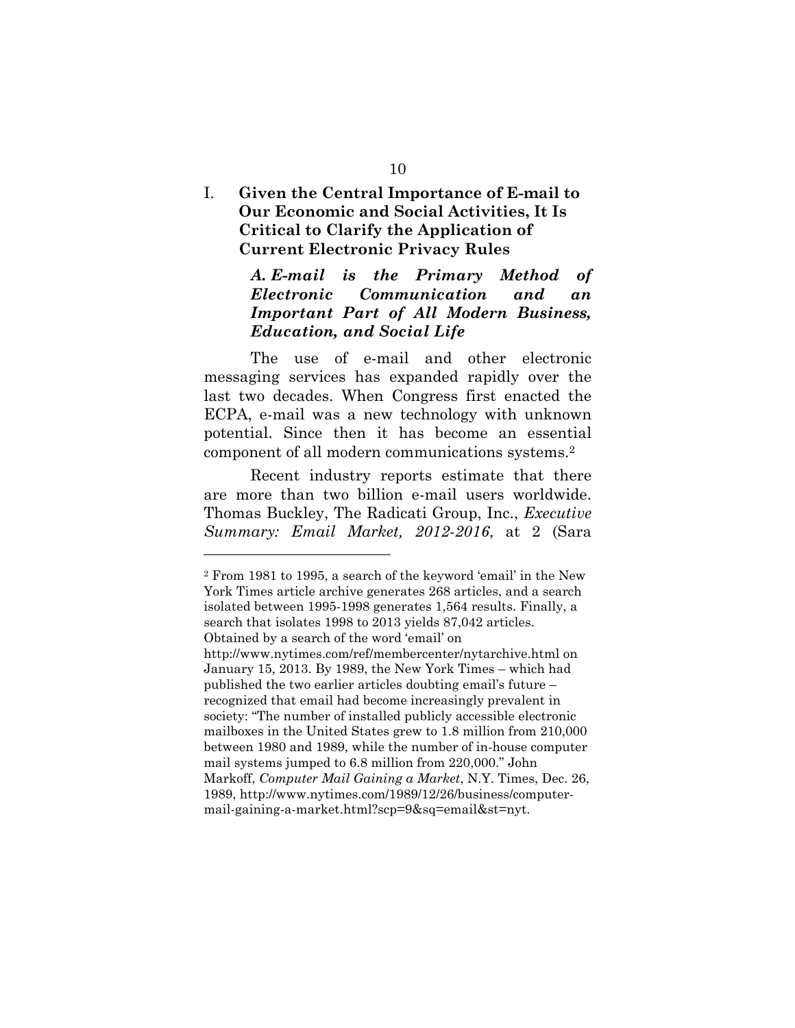## I. Given the Central Importance of E-mail to Our Economic and Social Activities, It Is Critical to Clarify the Application of Current Electronic Privacy Rules

### *A. E-mail is the Primary Method of Electronic Communication and an Important Part of All Modern Business, Education, and Social Life*

The use of e-mail and other electronic messaging services has expanded rapidly over the last two decades. When Congress first enacted the ECPA, e-mail was a new technology with unknown potential. Since then it has become an essential component of all modern communications systems.[2]

Recent industry reports estimate that there are more than two billion e-mail users worldwide. Thomas Buckley, The Radicati Group, Inc., *Executive Summary: Email Market, 2012-2016*, at 2 (Sara

---

[2] From 1981 to 1995, a search of the keyword 'email' in the New York Times article archive generates 268 articles, and a search isolated between 1995-1998 generates 1,564 results. Finally, a search that isolates 1998 to 2013 yields 87,042 articles. Obtained by a search of the word 'email' on http://www.nytimes.com/ref/membercenter/nytarchive.html on January 15, 2013. By 1989, the New York Times – which had published the two earlier articles doubting email's future – recognized that email had become increasingly prevalent in society: "The number of installed publicly accessible electronic mailboxes in the United States grew to 1.8 million from 210,000 between 1980 and 1989, while the number of in-house computer mail systems jumped to 6.8 million from 220,000." John Markoff, *Computer Mail Gaining a Market*, N.Y. Times, Dec. 26, 1989, http://www.nytimes.com/1989/12/26/business/computer-mail-gaining-a-market.html?scp=9&sq=email&st=nyt.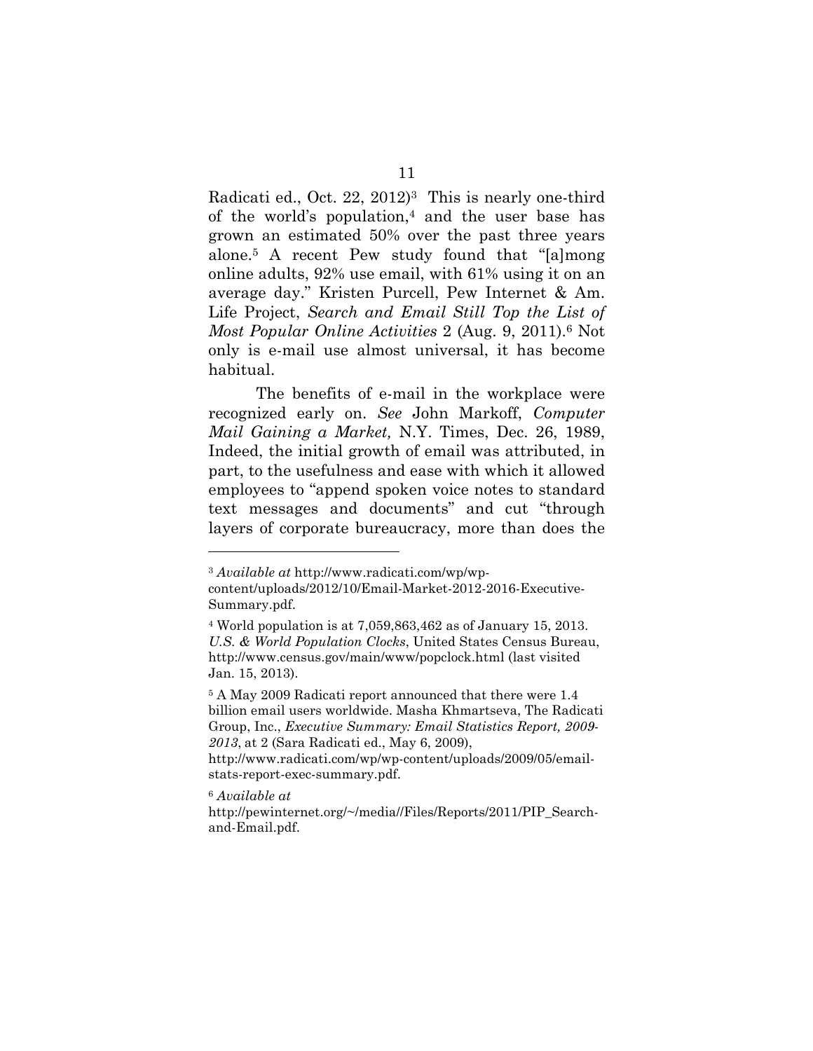Radicati ed., Oct. 22, 2012)[3] This is nearly one-third of the world's population,[4] and the user base has grown an estimated 50% over the past three years alone.[5] A recent Pew study found that "[a]mong online adults, 92% use email, with 61% using it on an average day." Kristen Purcell, Pew Internet & Am. Life Project, *Search and Email Still Top the List of Most Popular Online Activities* 2 (Aug. 9, 2011).[6] Not only is e-mail use almost universal, it has become habitual.

The benefits of e-mail in the workplace were recognized early on. *See* John Markoff, *Computer Mail Gaining a Market,* N.Y. Times, Dec. 26, 1989, Indeed, the initial growth of email was attributed, in part, to the usefulness and ease with which it allowed employees to "append spoken voice notes to standard text messages and documents" and cut "through layers of corporate bureaucracy, more than does the

---

[3] *Available at* http://www.radicati.com/wp/wp-content/uploads/2012/10/Email-Market-2012-2016-Executive-Summary.pdf.

[4] World population is at 7,059,863,462 as of January 15, 2013. *U.S. & World Population Clocks*, United States Census Bureau, http://www.census.gov/main/www/popclock.html (last visited Jan. 15, 2013).

[5] A May 2009 Radicati report announced that there were 1.4 billion email users worldwide. Masha Khmartseva, The Radicati Group, Inc., *Executive Summary: Email Statistics Report, 2009-2013*, at 2 (Sara Radicati ed., May 6, 2009), http://www.radicati.com/wp/wp-content/uploads/2009/05/email-stats-report-exec-summary.pdf.

[6] *Available at* http://pewinternet.org/~/media//Files/Reports/2011/PIP_Search-and-Email.pdf.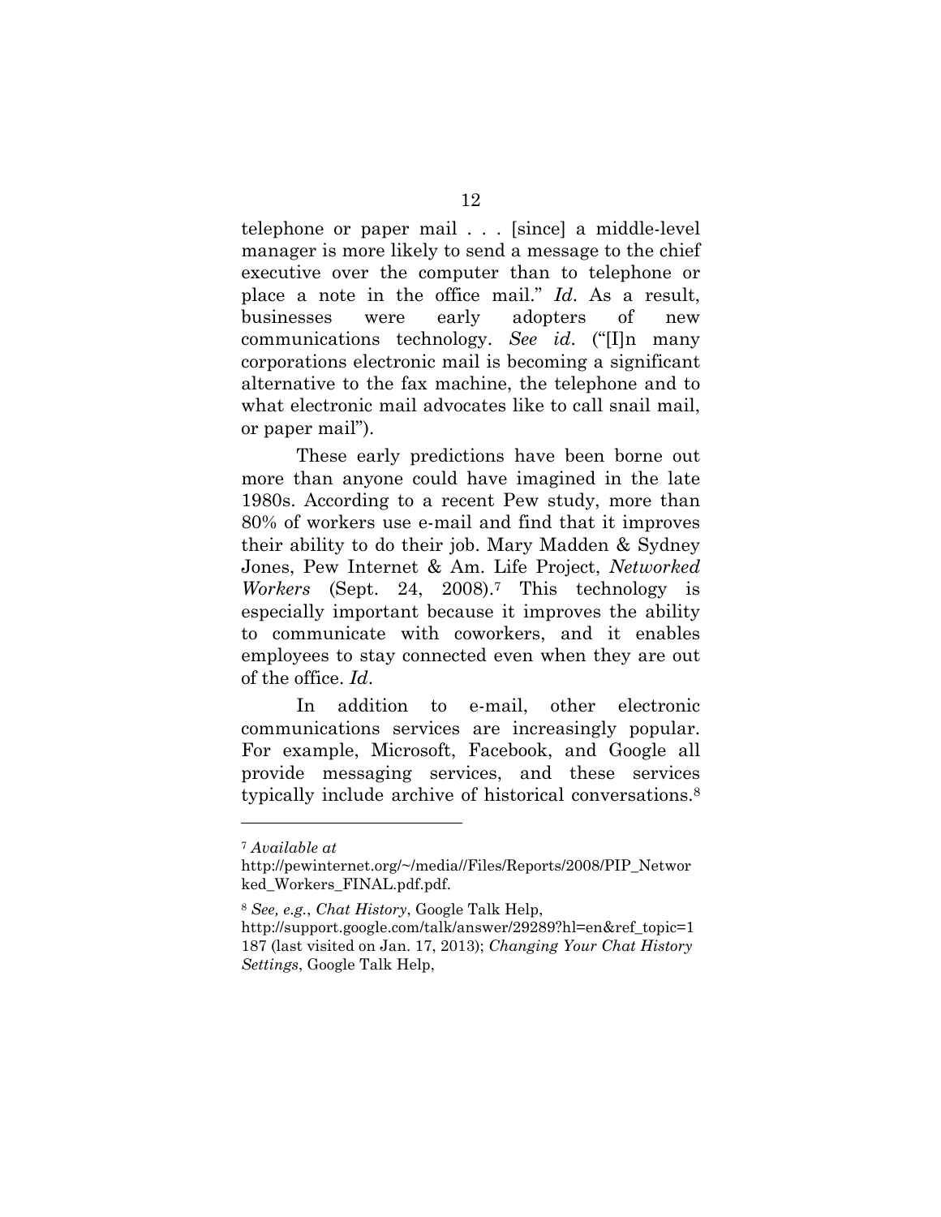telephone or paper mail . . . [since] a middle-level manager is more likely to send a message to the chief executive over the computer than to telephone or place a note in the office mail." *Id*. As a result, businesses were early adopters of new communications technology. *See id*. ("[I]n many corporations electronic mail is becoming a significant alternative to the fax machine, the telephone and to what electronic mail advocates like to call snail mail, or paper mail").

These early predictions have been borne out more than anyone could have imagined in the late 1980s. According to a recent Pew study, more than 80% of workers use e-mail and find that it improves their ability to do their job. Mary Madden & Sydney Jones, Pew Internet & Am. Life Project, *Networked Workers* (Sept. 24, 2008).[7] This technology is especially important because it improves the ability to communicate with coworkers, and it enables employees to stay connected even when they are out of the office. *Id*.

In addition to e-mail, other electronic communications services are increasingly popular. For example, Microsoft, Facebook, and Google all provide messaging services, and these services typically include archive of historical conversations.[8]

---

[7] *Available at* http://pewinternet.org/~/media//Files/Reports/2008/PIP_Networked_Workers_FINAL.pdf.pdf.

[8] *See, e.g.*, *Chat History*, Google Talk Help, http://support.google.com/talk/answer/29289?hl=en&ref_topic=1187 (last visited on Jan. 17, 2013); *Changing Your Chat History Settings*, Google Talk Help,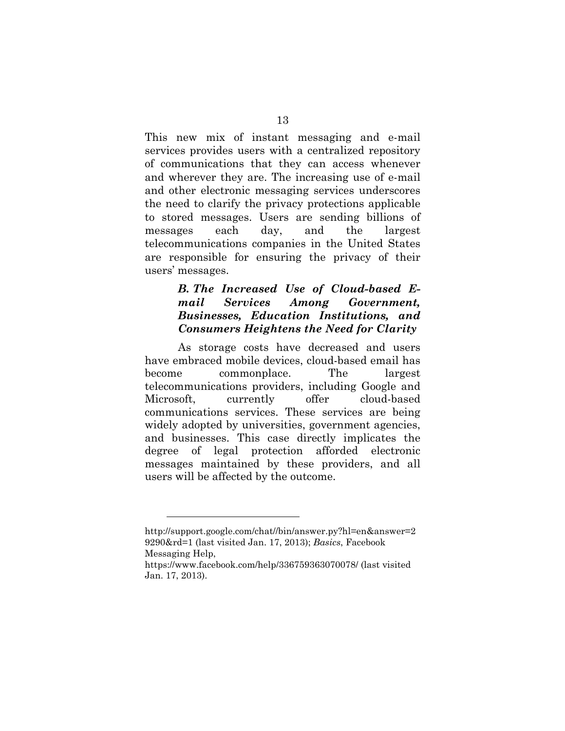This new mix of instant messaging and e-mail services provides users with a centralized repository of communications that they can access whenever and wherever they are. The increasing use of e-mail and other electronic messaging services underscores the need to clarify the privacy protections applicable to stored messages. Users are sending billions of messages each day, and the largest telecommunications companies in the United States are responsible for ensuring the privacy of their users' messages.

### ***B. The Increased Use of Cloud-based E-mail Services Among Government, Businesses, Education Institutions, and Consumers Heightens the Need for Clarity***

As storage costs have decreased and users have embraced mobile devices, cloud-based email has become commonplace. The largest telecommunications providers, including Google and Microsoft, currently offer cloud-based communications services. These services are being widely adopted by universities, government agencies, and businesses. This case directly implicates the degree of legal protection afforded electronic messages maintained by these providers, and all users will be affected by the outcome.

---

http://support.google.com/chat//bin/answer.py?hl=en&answer=29290&rd=1 (last visited Jan. 17, 2013); *Basics*, Facebook Messaging Help, https://www.facebook.com/help/336759363070078/ (last visited Jan. 17, 2013).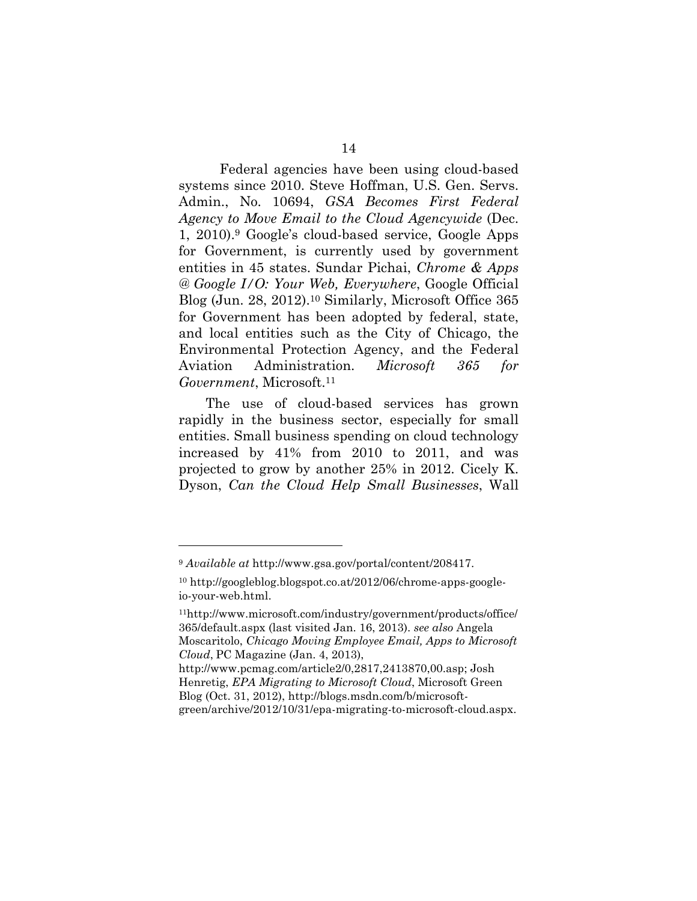Federal agencies have been using cloud-based systems since 2010. Steve Hoffman, U.S. Gen. Servs. Admin., No. 10694, *GSA Becomes First Federal Agency to Move Email to the Cloud Agencywide* (Dec. 1, 2010).[9] Google's cloud-based service, Google Apps for Government, is currently used by government entities in 45 states. Sundar Pichai, *Chrome & Apps @ Google I/O: Your Web, Everywhere*, Google Official Blog (Jun. 28, 2012).[10] Similarly, Microsoft Office 365 for Government has been adopted by federal, state, and local entities such as the City of Chicago, the Environmental Protection Agency, and the Federal Aviation Administration. *Microsoft 365 for Government*, Microsoft.[11]

The use of cloud-based services has grown rapidly in the business sector, especially for small entities. Small business spending on cloud technology increased by 41% from 2010 to 2011, and was projected to grow by another 25% in 2012. Cicely K. Dyson, *Can the Cloud Help Small Businesses*, Wall

---

[9] *Available at* http://www.gsa.gov/portal/content/208417.

[10] http://googleblog.blogspot.co.at/2012/06/chrome-apps-google-io-your-web.html.

[11] http://www.microsoft.com/industry/government/products/office/365/default.aspx (last visited Jan. 16, 2013). *see also* Angela Moscaritolo, *Chicago Moving Employee Email, Apps to Microsoft Cloud*, PC Magazine (Jan. 4, 2013), http://www.pcmag.com/article2/0,2817,2413870,00.asp; Josh Henretig, *EPA Migrating to Microsoft Cloud*, Microsoft Green Blog (Oct. 31, 2012), http://blogs.msdn.com/b/microsoft-green/archive/2012/10/31/epa-migrating-to-microsoft-cloud.aspx.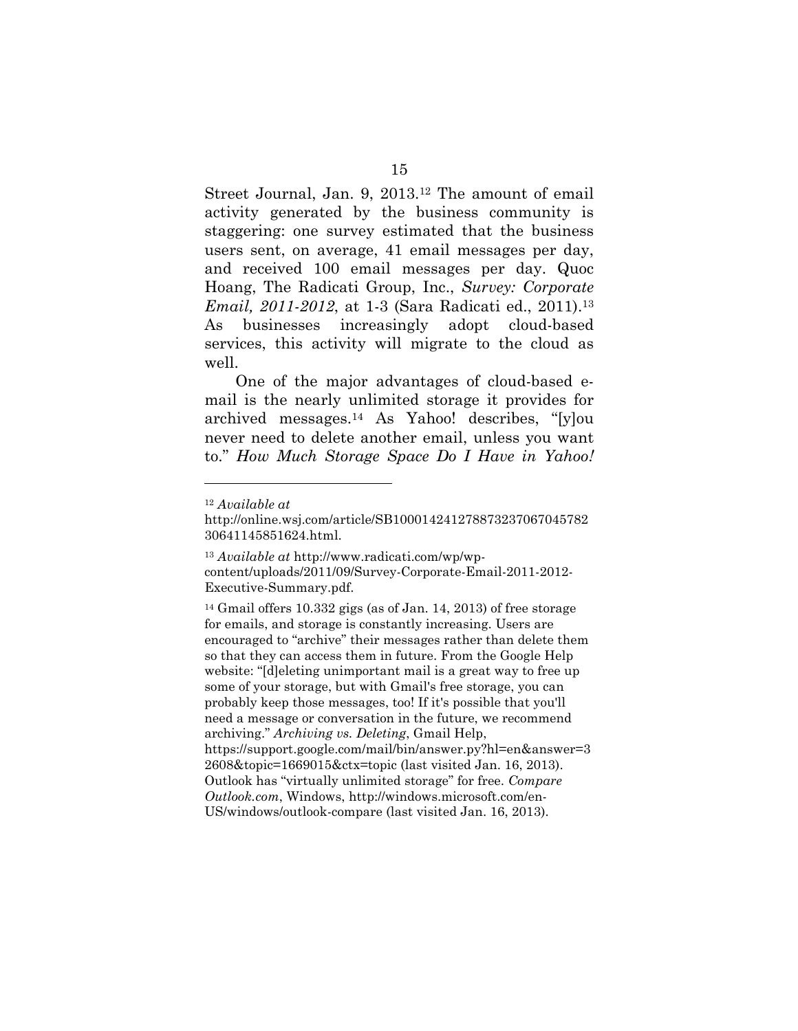Street Journal, Jan. 9, 2013.[12] The amount of email activity generated by the business community is staggering: one survey estimated that the business users sent, on average, 41 email messages per day, and received 100 email messages per day. Quoc Hoang, The Radicati Group, Inc., *Survey: Corporate Email, 2011-2012*, at 1-3 (Sara Radicati ed., 2011).[13] As businesses increasingly adopt cloud-based services, this activity will migrate to the cloud as well.

One of the major advantages of cloud-based e-mail is the nearly unlimited storage it provides for archived messages.[14] As Yahoo! describes, "[y]ou never need to delete another email, unless you want to." *How Much Storage Space Do I Have in Yahoo!*

---

[12] *Available at* http://online.wsj.com/article/SB10001424127887323706704578230641145851624.html.

[13] *Available at* http://www.radicati.com/wp/wp-content/uploads/2011/09/Survey-Corporate-Email-2011-2012-Executive-Summary.pdf.

[14] Gmail offers 10.332 gigs (as of Jan. 14, 2013) of free storage for emails, and storage is constantly increasing. Users are encouraged to "archive" their messages rather than delete them so that they can access them in future. From the Google Help website: "[d]eleting unimportant mail is a great way to free up some of your storage, but with Gmail's free storage, you can probably keep those messages, too! If it's possible that you'll need a message or conversation in the future, we recommend archiving." *Archiving vs. Deleting*, Gmail Help, https://support.google.com/mail/bin/answer.py?hl=en&answer=32608&topic=1669015&ctx=topic (last visited Jan. 16, 2013). Outlook has "virtually unlimited storage" for free. *Compare Outlook.com*, Windows, http://windows.microsoft.com/en-US/windows/outlook-compare (last visited Jan. 16, 2013).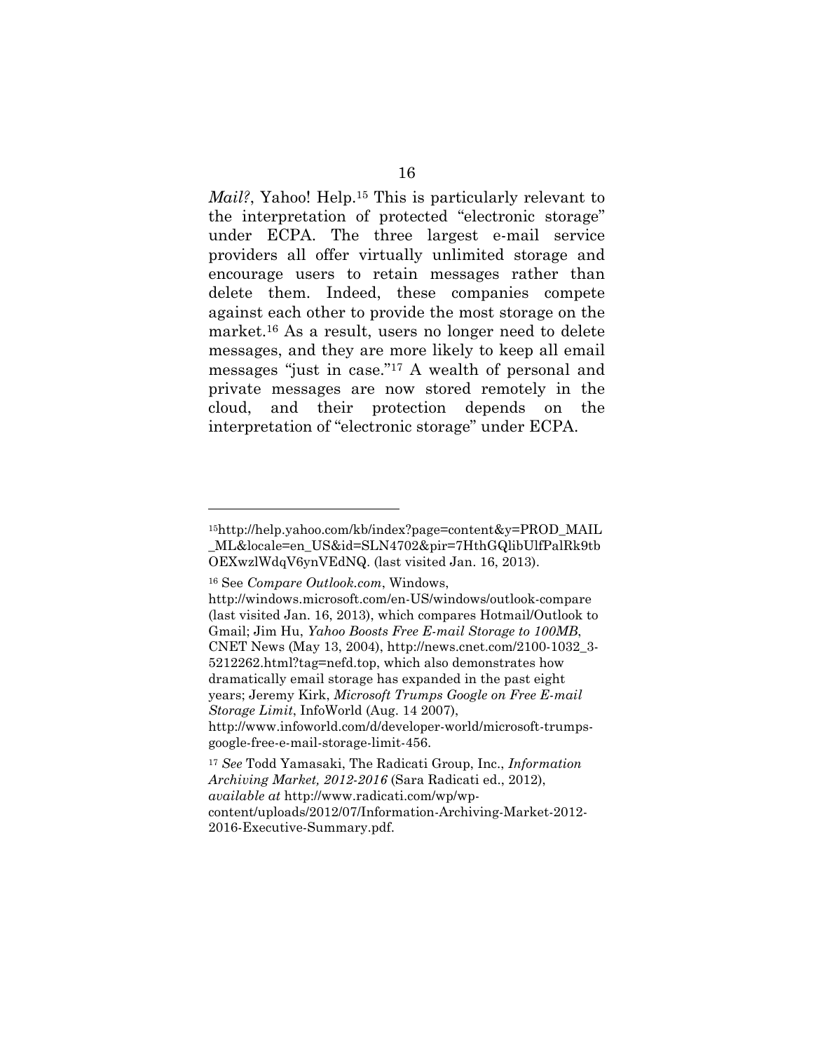*Mail?*, Yahoo! Help.[15] This is particularly relevant to the interpretation of protected "electronic storage" under ECPA. The three largest e-mail service providers all offer virtually unlimited storage and encourage users to retain messages rather than delete them. Indeed, these companies compete against each other to provide the most storage on the market.[16] As a result, users no longer need to delete messages, and they are more likely to keep all email messages "just in case."[17] A wealth of personal and private messages are now stored remotely in the cloud, and their protection depends on the interpretation of "electronic storage" under ECPA.

---

[15]http://help.yahoo.com/kb/index?page=content&y=PROD_MAIL_ML&locale=en_US&id=SLN4702&pir=7HthGQlibUlfPalRk9tbOEXwzlWdqV6ynVEdNQ. (last visited Jan. 16, 2013).

[16] See *Compare Outlook.com*, Windows, http://windows.microsoft.com/en-US/windows/outlook-compare (last visited Jan. 16, 2013), which compares Hotmail/Outlook to Gmail; Jim Hu, *Yahoo Boosts Free E-mail Storage to 100MB*, CNET News (May 13, 2004), http://news.cnet.com/2100-1032_3-5212262.html?tag=nefd.top, which also demonstrates how dramatically email storage has expanded in the past eight years; Jeremy Kirk, *Microsoft Trumps Google on Free E-mail Storage Limit*, InfoWorld (Aug. 14 2007), http://www.infoworld.com/d/developer-world/microsoft-trumps-google-free-e-mail-storage-limit-456.

[17] *See* Todd Yamasaki, The Radicati Group, Inc., *Information Archiving Market, 2012-2016* (Sara Radicati ed., 2012), *available at* http://www.radicati.com/wp/wp-content/uploads/2012/07/Information-Archiving-Market-2012-2016-Executive-Summary.pdf.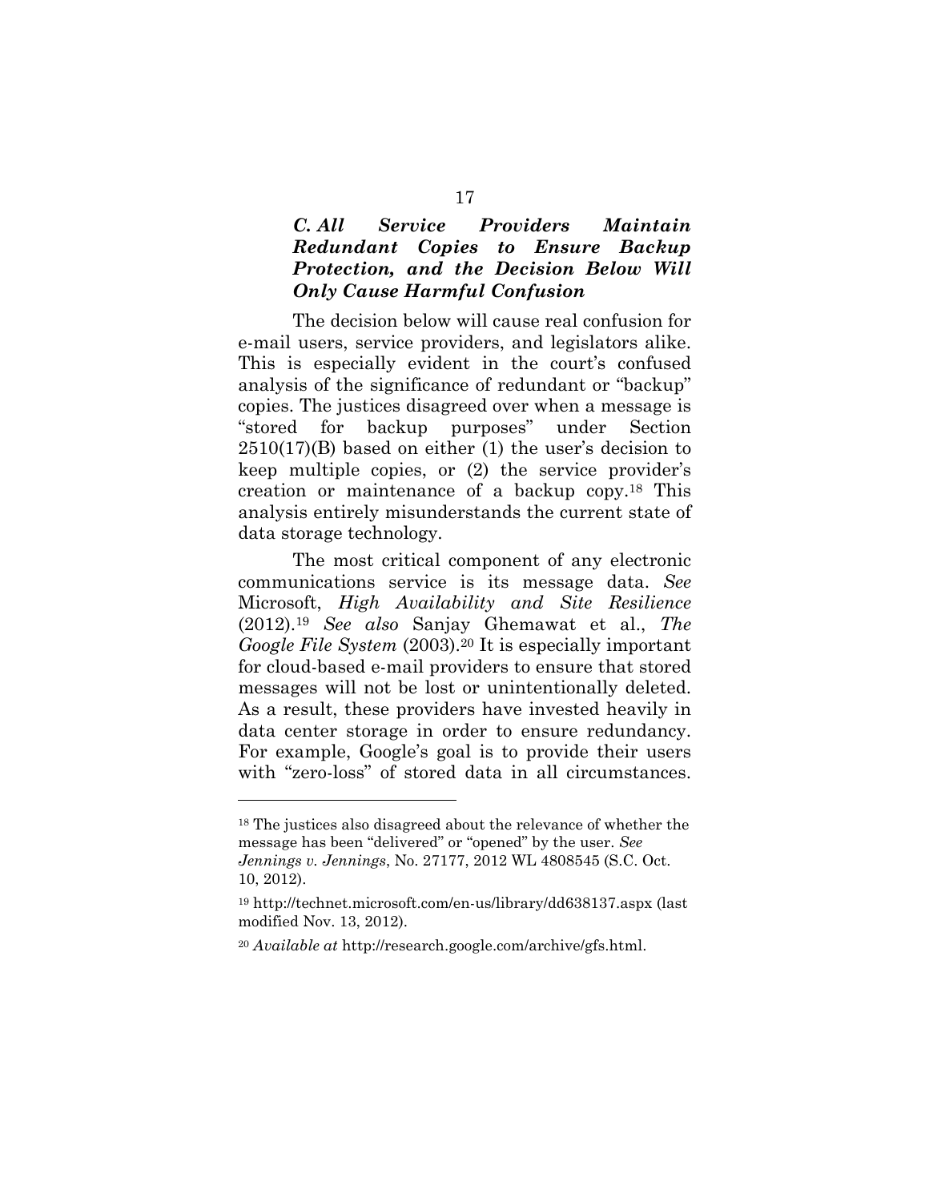### *C. All Service Providers Maintain Redundant Copies to Ensure Backup Protection, and the Decision Below Will Only Cause Harmful Confusion*

The decision below will cause real confusion for e-mail users, service providers, and legislators alike. This is especially evident in the court's confused analysis of the significance of redundant or "backup" copies. The justices disagreed over when a message is "stored for backup purposes" under Section 2510(17)(B) based on either (1) the user's decision to keep multiple copies, or (2) the service provider's creation or maintenance of a backup copy.[18] This analysis entirely misunderstands the current state of data storage technology.

The most critical component of any electronic communications service is its message data. *See* Microsoft, *High Availability and Site Resilience* (2012).[19] *See also* Sanjay Ghemawat et al., *The Google File System* (2003).[20] It is especially important for cloud-based e-mail providers to ensure that stored messages will not be lost or unintentionally deleted. As a result, these providers have invested heavily in data center storage in order to ensure redundancy. For example, Google's goal is to provide their users with "zero-loss" of stored data in all circumstances.

---

[18] The justices also disagreed about the relevance of whether the message has been "delivered" or "opened" by the user. *See Jennings v. Jennings*, No. 27177, 2012 WL 4808545 (S.C. Oct. 10, 2012).

[19] http://technet.microsoft.com/en-us/library/dd638137.aspx (last modified Nov. 13, 2012).

[20] *Available at* http://research.google.com/archive/gfs.html.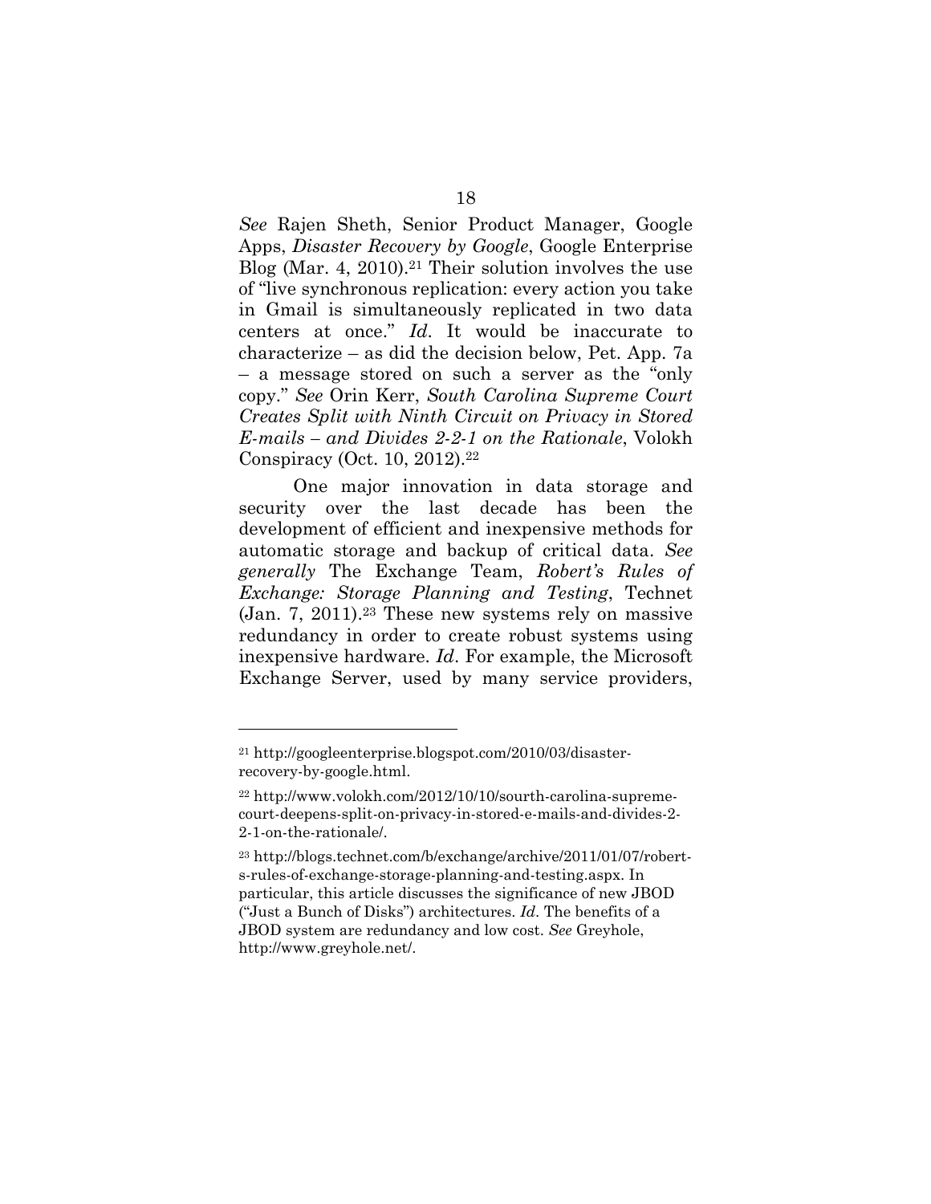*See* Rajen Sheth, Senior Product Manager, Google Apps, *Disaster Recovery by Google*, Google Enterprise Blog (Mar. 4, 2010).[21] Their solution involves the use of "live synchronous replication: every action you take in Gmail is simultaneously replicated in two data centers at once." *Id*. It would be inaccurate to characterize – as did the decision below, Pet. App. 7a – a message stored on such a server as the "only copy." *See* Orin Kerr, *South Carolina Supreme Court Creates Split with Ninth Circuit on Privacy in Stored E-mails – and Divides 2-2-1 on the Rationale*, Volokh Conspiracy (Oct. 10, 2012).[22]

One major innovation in data storage and security over the last decade has been the development of efficient and inexpensive methods for automatic storage and backup of critical data. *See generally* The Exchange Team, *Robert's Rules of Exchange: Storage Planning and Testing*, Technet (Jan. 7, 2011).[23] These new systems rely on massive redundancy in order to create robust systems using inexpensive hardware. *Id*. For example, the Microsoft Exchange Server, used by many service providers,

---

[21] http://googleenterprise.blogspot.com/2010/03/disaster-recovery-by-google.html.

[22] http://www.volokh.com/2012/10/10/sourth-carolina-supreme-court-deepens-split-on-privacy-in-stored-e-mails-and-divides-2-2-1-on-the-rationale/.

[23] http://blogs.technet.com/b/exchange/archive/2011/01/07/robert-s-rules-of-exchange-storage-planning-and-testing.aspx. In particular, this article discusses the significance of new JBOD ("Just a Bunch of Disks") architectures. *Id*. The benefits of a JBOD system are redundancy and low cost. *See* Greyhole, http://www.greyhole.net/.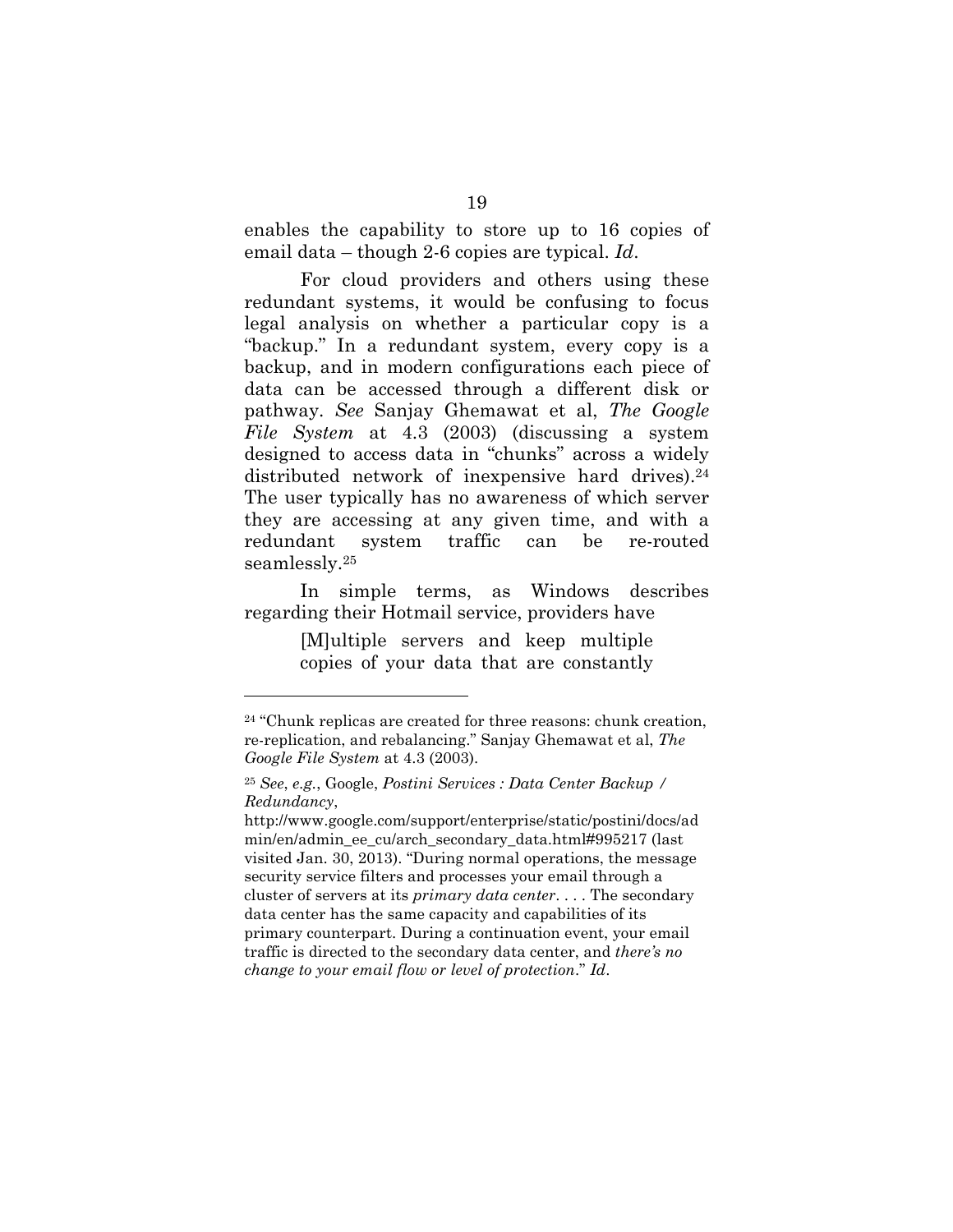enables the capability to store up to 16 copies of email data – though 2-6 copies are typical. *Id*.

For cloud providers and others using these redundant systems, it would be confusing to focus legal analysis on whether a particular copy is a "backup." In a redundant system, every copy is a backup, and in modern configurations each piece of data can be accessed through a different disk or pathway. *See* Sanjay Ghemawat et al, *The Google File System* at 4.3 (2003) (discussing a system designed to access data in "chunks" across a widely distributed network of inexpensive hard drives).[24] The user typically has no awareness of which server they are accessing at any given time, and with a redundant system traffic can be re-routed seamlessly.[25]

In simple terms, as Windows describes regarding their Hotmail service, providers have

> [M]ultiple servers and keep multiple copies of your data that are constantly

---

[24] "Chunk replicas are created for three reasons: chunk creation, re-replication, and rebalancing." Sanjay Ghemawat et al, *The Google File System* at 4.3 (2003).

[25] *See*, *e.g.*, Google, *Postini Services : Data Center Backup / Redundancy*, http://www.google.com/support/enterprise/static/postini/docs/admin/en/admin_ee_cu/arch_secondary_data.html#995217 (last visited Jan. 30, 2013). "During normal operations, the message security service filters and processes your email through a cluster of servers at its *primary data center*. . . . The secondary data center has the same capacity and capabilities of its primary counterpart. During a continuation event, your email traffic is directed to the secondary data center, and *there's no change to your email flow or level of protection*." *Id*.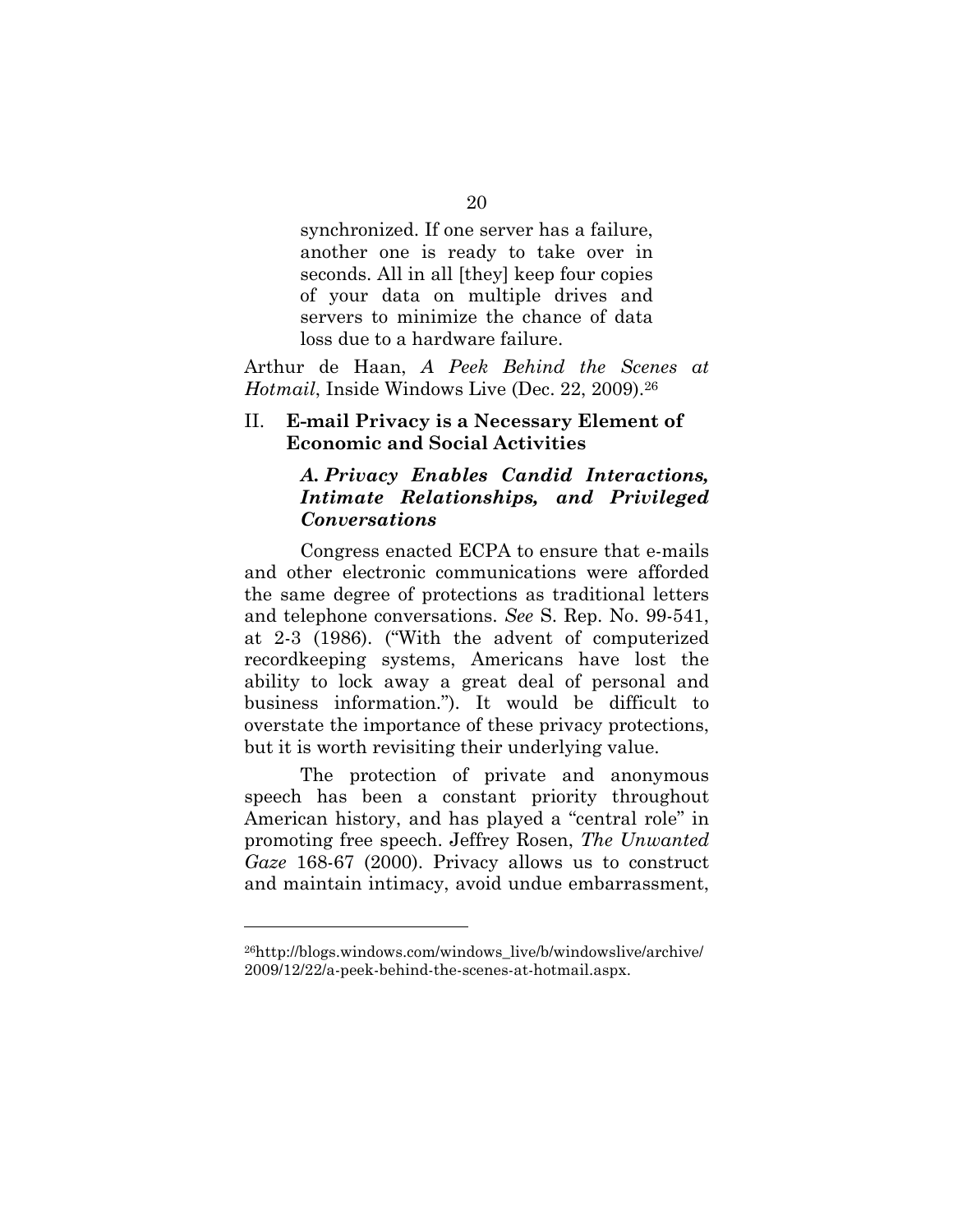> synchronized. If one server has a failure, another one is ready to take over in seconds. All in all [they] keep four copies of your data on multiple drives and servers to minimize the chance of data loss due to a hardware failure.

Arthur de Haan, *A Peek Behind the Scenes at Hotmail*, Inside Windows Live (Dec. 22, 2009).[26]

## II. E-mail Privacy is a Necessary Element of Economic and Social Activities

### *A. Privacy Enables Candid Interactions, Intimate Relationships, and Privileged Conversations*

Congress enacted ECPA to ensure that e-mails and other electronic communications were afforded the same degree of protections as traditional letters and telephone conversations. *See* S. Rep. No. 99-541, at 2-3 (1986). ("With the advent of computerized recordkeeping systems, Americans have lost the ability to lock away a great deal of personal and business information."). It would be difficult to overstate the importance of these privacy protections, but it is worth revisiting their underlying value.

The protection of private and anonymous speech has been a constant priority throughout American history, and has played a "central role" in promoting free speech. Jeffrey Rosen, *The Unwanted Gaze* 168-67 (2000). Privacy allows us to construct and maintain intimacy, avoid undue embarrassment,

---

[26] http://blogs.windows.com/windows_live/b/windowslive/archive/2009/12/22/a-peek-behind-the-scenes-at-hotmail.aspx.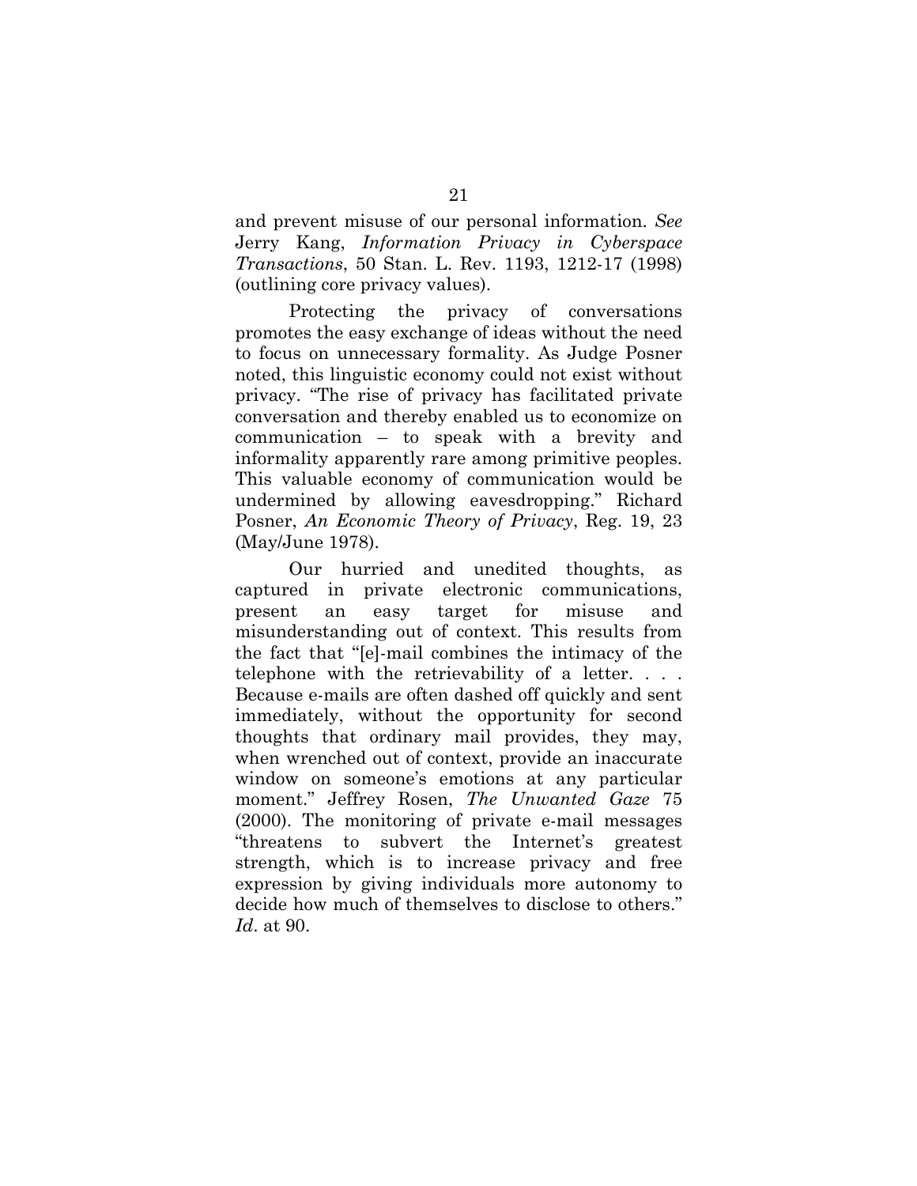and prevent misuse of our personal information. *See* Jerry Kang, *Information Privacy in Cyberspace Transactions*, 50 Stan. L. Rev. 1193, 1212-17 (1998) (outlining core privacy values).

Protecting the privacy of conversations promotes the easy exchange of ideas without the need to focus on unnecessary formality. As Judge Posner noted, this linguistic economy could not exist without privacy. "The rise of privacy has facilitated private conversation and thereby enabled us to economize on communication – to speak with a brevity and informality apparently rare among primitive peoples. This valuable economy of communication would be undermined by allowing eavesdropping." Richard Posner, *An Economic Theory of Privacy*, Reg. 19, 23 (May/June 1978).

Our hurried and unedited thoughts, as captured in private electronic communications, present an easy target for misuse and misunderstanding out of context. This results from the fact that "[e]-mail combines the intimacy of the telephone with the retrievability of a letter. . . . Because e-mails are often dashed off quickly and sent immediately, without the opportunity for second thoughts that ordinary mail provides, they may, when wrenched out of context, provide an inaccurate window on someone's emotions at any particular moment." Jeffrey Rosen, *The Unwanted Gaze* 75 (2000). The monitoring of private e-mail messages "threatens to subvert the Internet's greatest strength, which is to increase privacy and free expression by giving individuals more autonomy to decide how much of themselves to disclose to others." *Id*. at 90.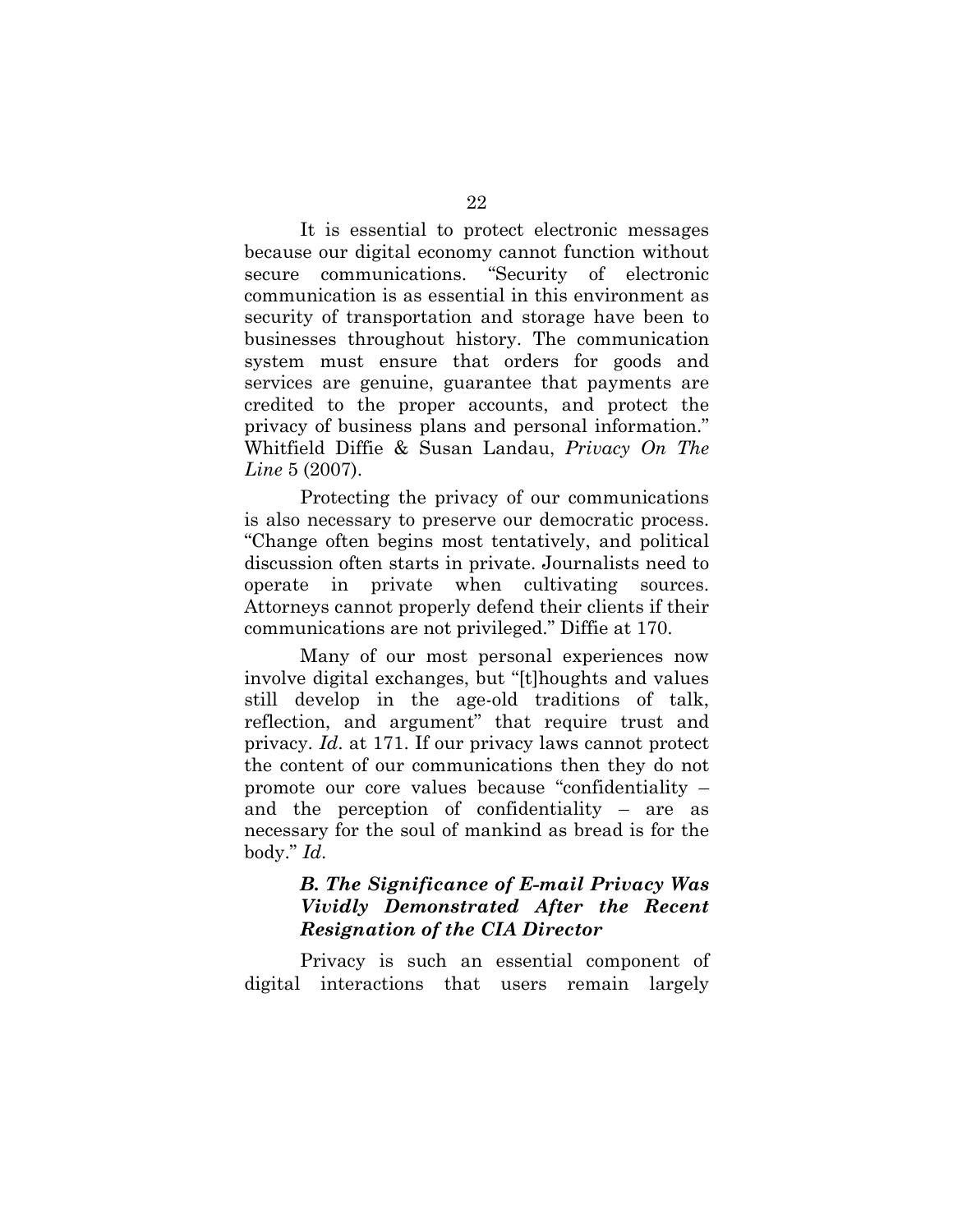It is essential to protect electronic messages because our digital economy cannot function without secure communications. "Security of electronic communication is as essential in this environment as security of transportation and storage have been to businesses throughout history. The communication system must ensure that orders for goods and services are genuine, guarantee that payments are credited to the proper accounts, and protect the privacy of business plans and personal information." Whitfield Diffie & Susan Landau, *Privacy On The Line* 5 (2007).

Protecting the privacy of our communications is also necessary to preserve our democratic process. "Change often begins most tentatively, and political discussion often starts in private. Journalists need to operate in private when cultivating sources. Attorneys cannot properly defend their clients if their communications are not privileged." Diffie at 170.

Many of our most personal experiences now involve digital exchanges, but "[t]houghts and values still develop in the age-old traditions of talk, reflection, and argument" that require trust and privacy. *Id.* at 171. If our privacy laws cannot protect the content of our communications then they do not promote our core values because "confidentiality – and the perception of confidentiality – are as necessary for the soul of mankind as bread is for the body." *Id.*

### ***B. The Significance of E-mail Privacy Was Vividly Demonstrated After the Recent Resignation of the CIA Director***

Privacy is such an essential component of digital interactions that users remain largely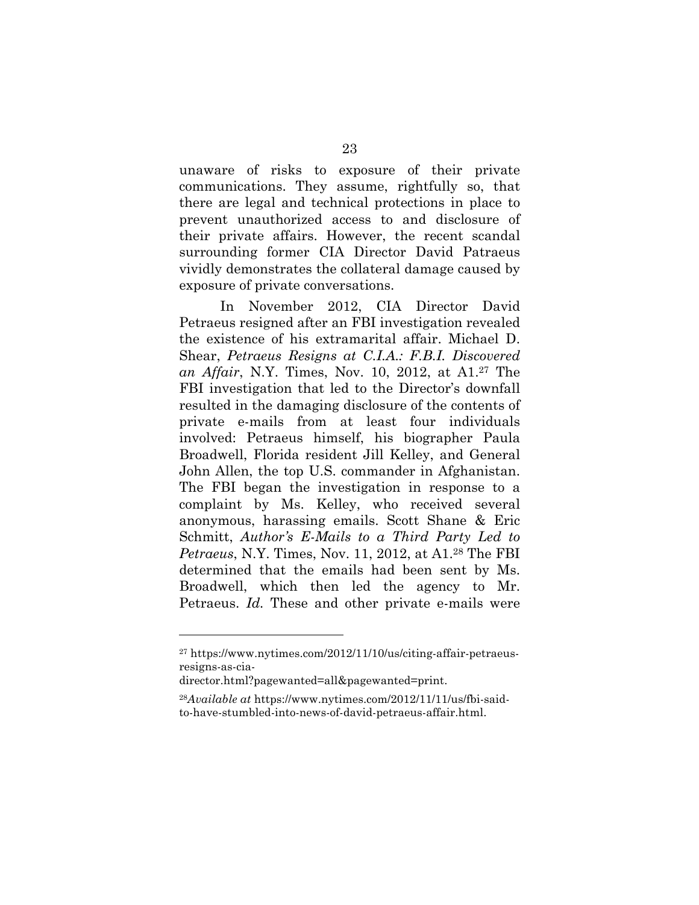unaware of risks to exposure of their private communications. They assume, rightfully so, that there are legal and technical protections in place to prevent unauthorized access to and disclosure of their private affairs. However, the recent scandal surrounding former CIA Director David Patraeus vividly demonstrates the collateral damage caused by exposure of private conversations.

In November 2012, CIA Director David Petraeus resigned after an FBI investigation revealed the existence of his extramarital affair. Michael D. Shear, *Petraeus Resigns at C.I.A.: F.B.I. Discovered an Affair*, N.Y. Times, Nov. 10, 2012, at A1.[27] The FBI investigation that led to the Director's downfall resulted in the damaging disclosure of the contents of private e-mails from at least four individuals involved: Petraeus himself, his biographer Paula Broadwell, Florida resident Jill Kelley, and General John Allen, the top U.S. commander in Afghanistan. The FBI began the investigation in response to a complaint by Ms. Kelley, who received several anonymous, harassing emails. Scott Shane & Eric Schmitt, *Author's E-Mails to a Third Party Led to Petraeus*, N.Y. Times, Nov. 11, 2012, at A1.[28] The FBI determined that the emails had been sent by Ms. Broadwell, which then led the agency to Mr. Petraeus. *Id.* These and other private e-mails were

---

[27] https://www.nytimes.com/2012/11/10/us/citing-affair-petraeus-resigns-as-cia-director.html?pagewanted=all&pagewanted=print.

[28] *Available at* https://www.nytimes.com/2012/11/11/us/fbi-said-to-have-stumbled-into-news-of-david-petraeus-affair.html.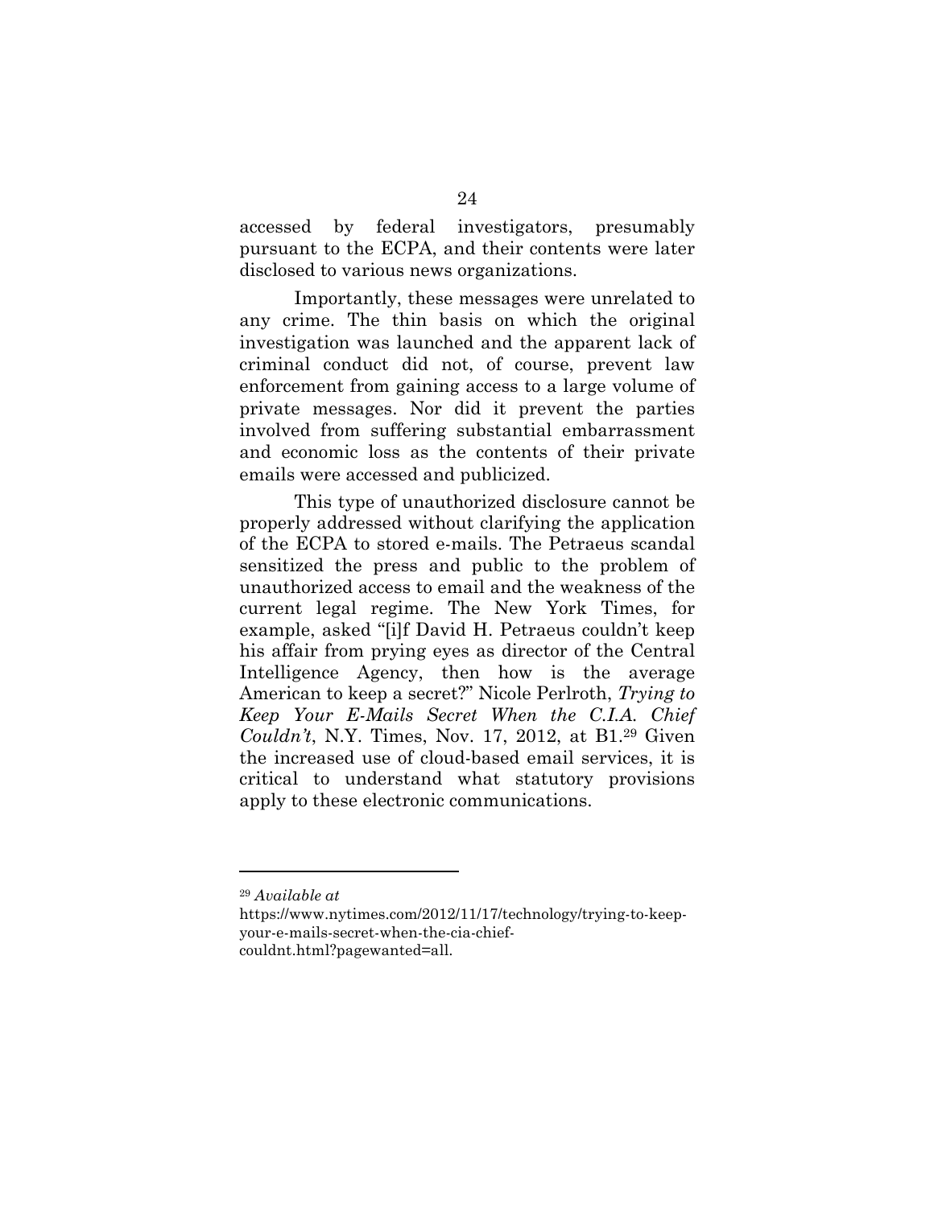accessed by federal investigators, presumably pursuant to the ECPA, and their contents were later disclosed to various news organizations.

Importantly, these messages were unrelated to any crime. The thin basis on which the original investigation was launched and the apparent lack of criminal conduct did not, of course, prevent law enforcement from gaining access to a large volume of private messages. Nor did it prevent the parties involved from suffering substantial embarrassment and economic loss as the contents of their private emails were accessed and publicized.

This type of unauthorized disclosure cannot be properly addressed without clarifying the application of the ECPA to stored e-mails. The Petraeus scandal sensitized the press and public to the problem of unauthorized access to email and the weakness of the current legal regime. The New York Times, for example, asked "[i]f David H. Petraeus couldn't keep his affair from prying eyes as director of the Central Intelligence Agency, then how is the average American to keep a secret?" Nicole Perlroth, *Trying to Keep Your E-Mails Secret When the C.I.A. Chief Couldn't*, N.Y. Times, Nov. 17, 2012, at B1.[29] Given the increased use of cloud-based email services, it is critical to understand what statutory provisions apply to these electronic communications.

---

[29] *Available at* https://www.nytimes.com/2012/11/17/technology/trying-to-keep-your-e-mails-secret-when-the-cia-chief-couldnt.html?pagewanted=all.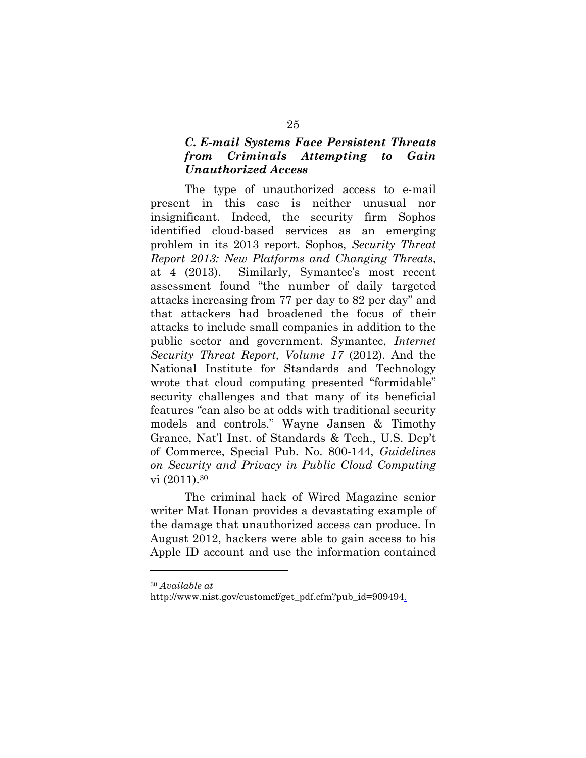### *C. E-mail Systems Face Persistent Threats from Criminals Attempting to Gain Unauthorized Access*

The type of unauthorized access to e-mail present in this case is neither unusual nor insignificant. Indeed, the security firm Sophos identified cloud-based services as an emerging problem in its 2013 report. Sophos, *Security Threat Report 2013: New Platforms and Changing Threats*, at 4 (2013). Similarly, Symantec's most recent assessment found "the number of daily targeted attacks increasing from 77 per day to 82 per day" and that attackers had broadened the focus of their attacks to include small companies in addition to the public sector and government. Symantec, *Internet Security Threat Report, Volume 17* (2012). And the National Institute for Standards and Technology wrote that cloud computing presented "formidable" security challenges and that many of its beneficial features "can also be at odds with traditional security models and controls." Wayne Jansen & Timothy Grance, Nat'l Inst. of Standards & Tech., U.S. Dep't of Commerce, Special Pub. No. 800-144, *Guidelines on Security and Privacy in Public Cloud Computing* vi (2011).[30]

The criminal hack of Wired Magazine senior writer Mat Honan provides a devastating example of the damage that unauthorized access can produce. In August 2012, hackers were able to gain access to his Apple ID account and use the information contained

---

[30] *Available at* http://www.nist.gov/customcf/get_pdf.cfm?pub_id=909494.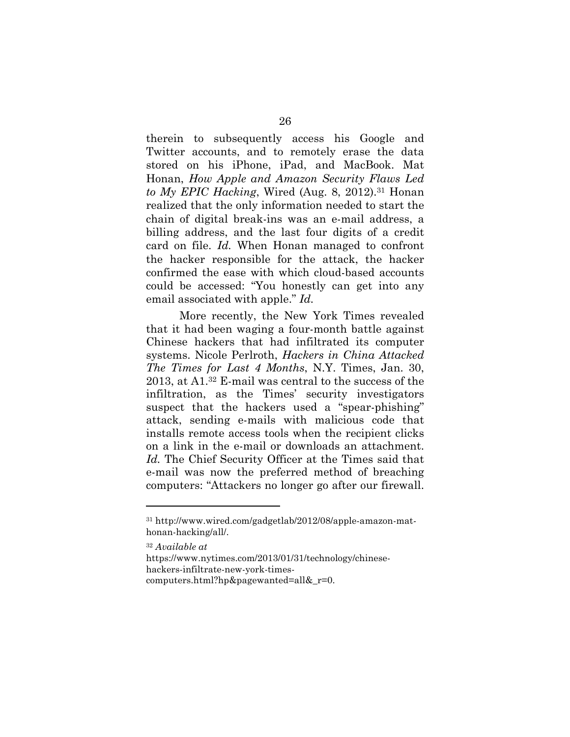therein to subsequently access his Google and Twitter accounts, and to remotely erase the data stored on his iPhone, iPad, and MacBook. Mat Honan, *How Apple and Amazon Security Flaws Led to My EPIC Hacking*, Wired (Aug. 8, 2012).[31] Honan realized that the only information needed to start the chain of digital break-ins was an e-mail address, a billing address, and the last four digits of a credit card on file. *Id.* When Honan managed to confront the hacker responsible for the attack, the hacker confirmed the ease with which cloud-based accounts could be accessed: "You honestly can get into any email associated with apple." *Id.*

More recently, the New York Times revealed that it had been waging a four-month battle against Chinese hackers that had infiltrated its computer systems. Nicole Perlroth, *Hackers in China Attacked The Times for Last 4 Months*, N.Y. Times, Jan. 30, 2013, at A1.[32] E-mail was central to the success of the infiltration, as the Times' security investigators suspect that the hackers used a "spear-phishing" attack, sending e-mails with malicious code that installs remote access tools when the recipient clicks on a link in the e-mail or downloads an attachment. *Id.* The Chief Security Officer at the Times said that e-mail was now the preferred method of breaching computers: "Attackers no longer go after our firewall.

---

[31] http://www.wired.com/gadgetlab/2012/08/apple-amazon-mat-honan-hacking/all/.

[32] *Available at* https://www.nytimes.com/2013/01/31/technology/chinese-hackers-infiltrate-new-york-times-computers.html?hp&pagewanted=all&_r=0.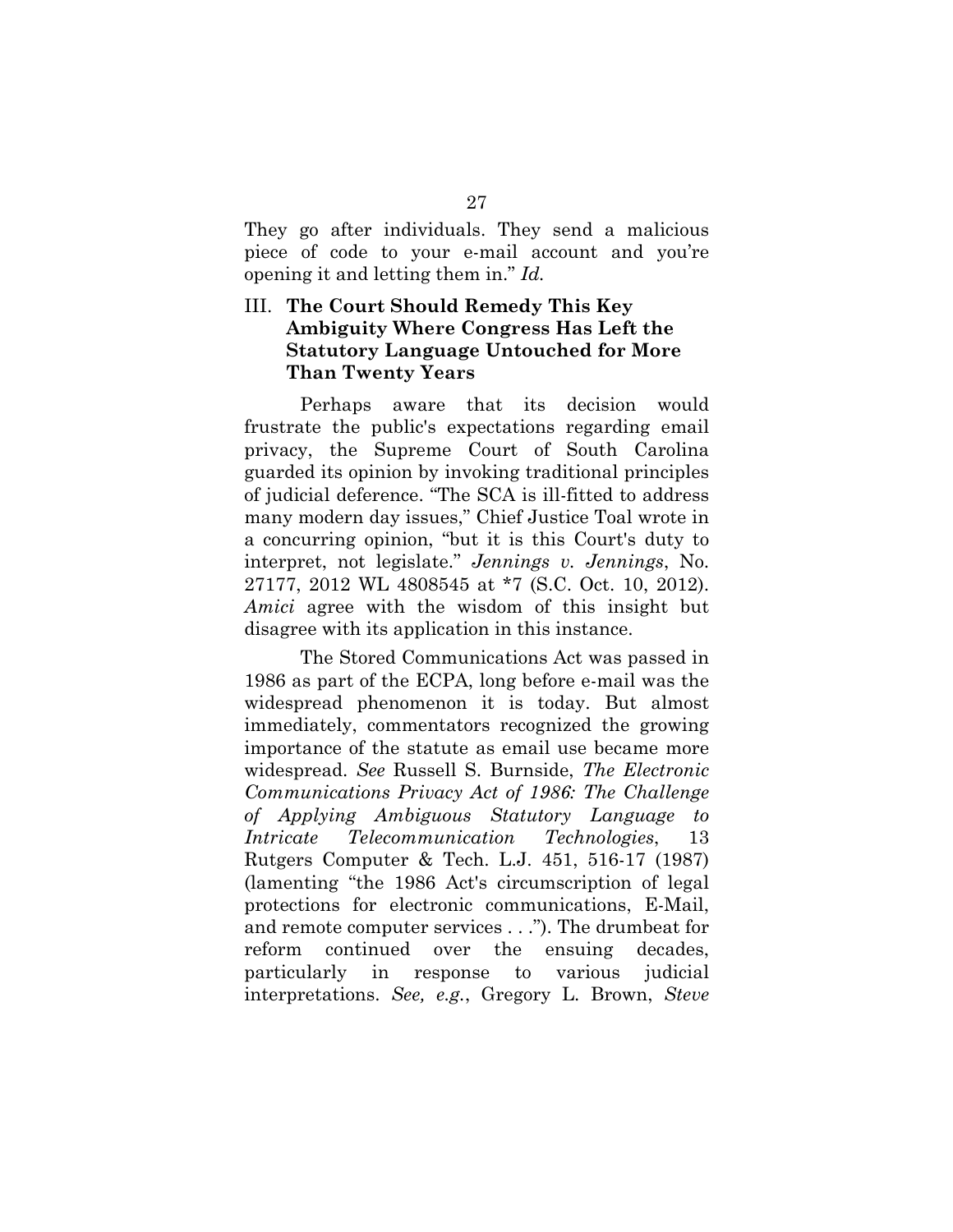They go after individuals. They send a malicious piece of code to your e-mail account and you're opening it and letting them in." *Id.*

## III. **The Court Should Remedy This Key Ambiguity Where Congress Has Left the Statutory Language Untouched for More Than Twenty Years**

Perhaps aware that its decision would frustrate the public's expectations regarding email privacy, the Supreme Court of South Carolina guarded its opinion by invoking traditional principles of judicial deference. "The SCA is ill-fitted to address many modern day issues," Chief Justice Toal wrote in a concurring opinion, "but it is this Court's duty to interpret, not legislate." *Jennings v. Jennings*, No. 27177, 2012 WL 4808545 at *7 (S.C. Oct. 10, 2012). *Amici* agree with the wisdom of this insight but disagree with its application in this instance.

The Stored Communications Act was passed in 1986 as part of the ECPA, long before e-mail was the widespread phenomenon it is today. But almost immediately, commentators recognized the growing importance of the statute as email use became more widespread. *See* Russell S. Burnside, *The Electronic Communications Privacy Act of 1986: The Challenge of Applying Ambiguous Statutory Language to Intricate Telecommunication Technologies*, 13 Rutgers Computer & Tech. L.J. 451, 516-17 (1987) (lamenting "the 1986 Act's circumscription of legal protections for electronic communications, E-Mail, and remote computer services . . ."). The drumbeat for reform continued over the ensuing decades, particularly in response to various judicial interpretations. *See, e.g.*, Gregory L. Brown, *Steve*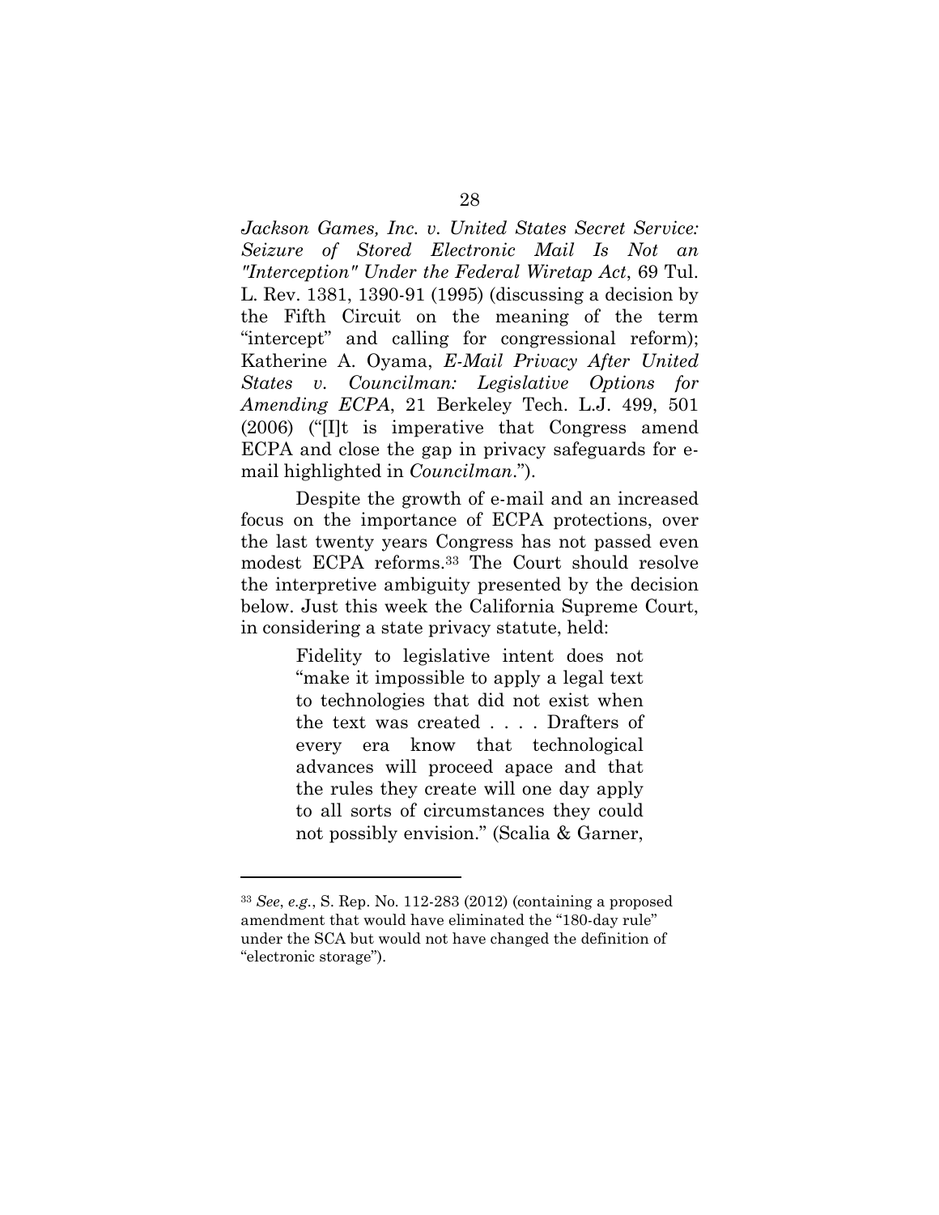*Jackson Games, Inc. v. United States Secret Service: Seizure of Stored Electronic Mail Is Not an "Interception" Under the Federal Wiretap Act*, 69 Tul. L. Rev. 1381, 1390-91 (1995) (discussing a decision by the Fifth Circuit on the meaning of the term "intercept" and calling for congressional reform); Katherine A. Oyama, *E-Mail Privacy After United States v. Councilman: Legislative Options for Amending ECPA*, 21 Berkeley Tech. L.J. 499, 501 (2006) ("[I]t is imperative that Congress amend ECPA and close the gap in privacy safeguards for e-mail highlighted in *Councilman*.").

Despite the growth of e-mail and an increased focus on the importance of ECPA protections, over the last twenty years Congress has not passed even modest ECPA reforms.[33] The Court should resolve the interpretive ambiguity presented by the decision below. Just this week the California Supreme Court, in considering a state privacy statute, held:

> Fidelity to legislative intent does not "make it impossible to apply a legal text to technologies that did not exist when the text was created . . . . Drafters of every era know that technological advances will proceed apace and that the rules they create will one day apply to all sorts of circumstances they could not possibly envision." (Scalia & Garner,

---

[33] *See*, *e.g.*, S. Rep. No. 112-283 (2012) (containing a proposed amendment that would have eliminated the "180-day rule" under the SCA but would not have changed the definition of "electronic storage").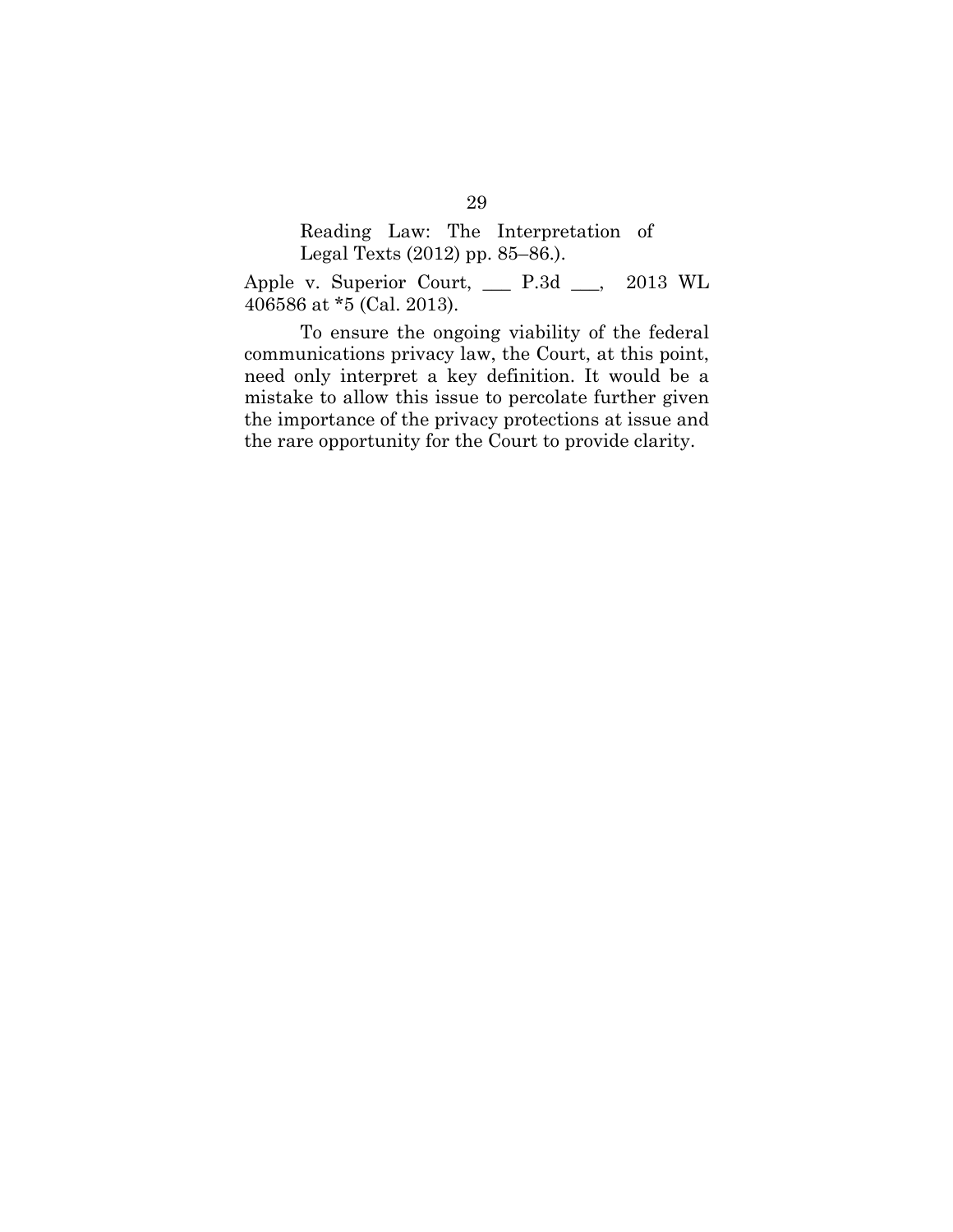> Reading Law: The Interpretation of Legal Texts (2012) pp. 85–86.).

Apple v. Superior Court, ___ P.3d ___, 2013 WL 406586 at *5 (Cal. 2013).

To ensure the ongoing viability of the federal communications privacy law, the Court, at this point, need only interpret a key definition. It would be a mistake to allow this issue to percolate further given the importance of the privacy protections at issue and the rare opportunity for the Court to provide clarity.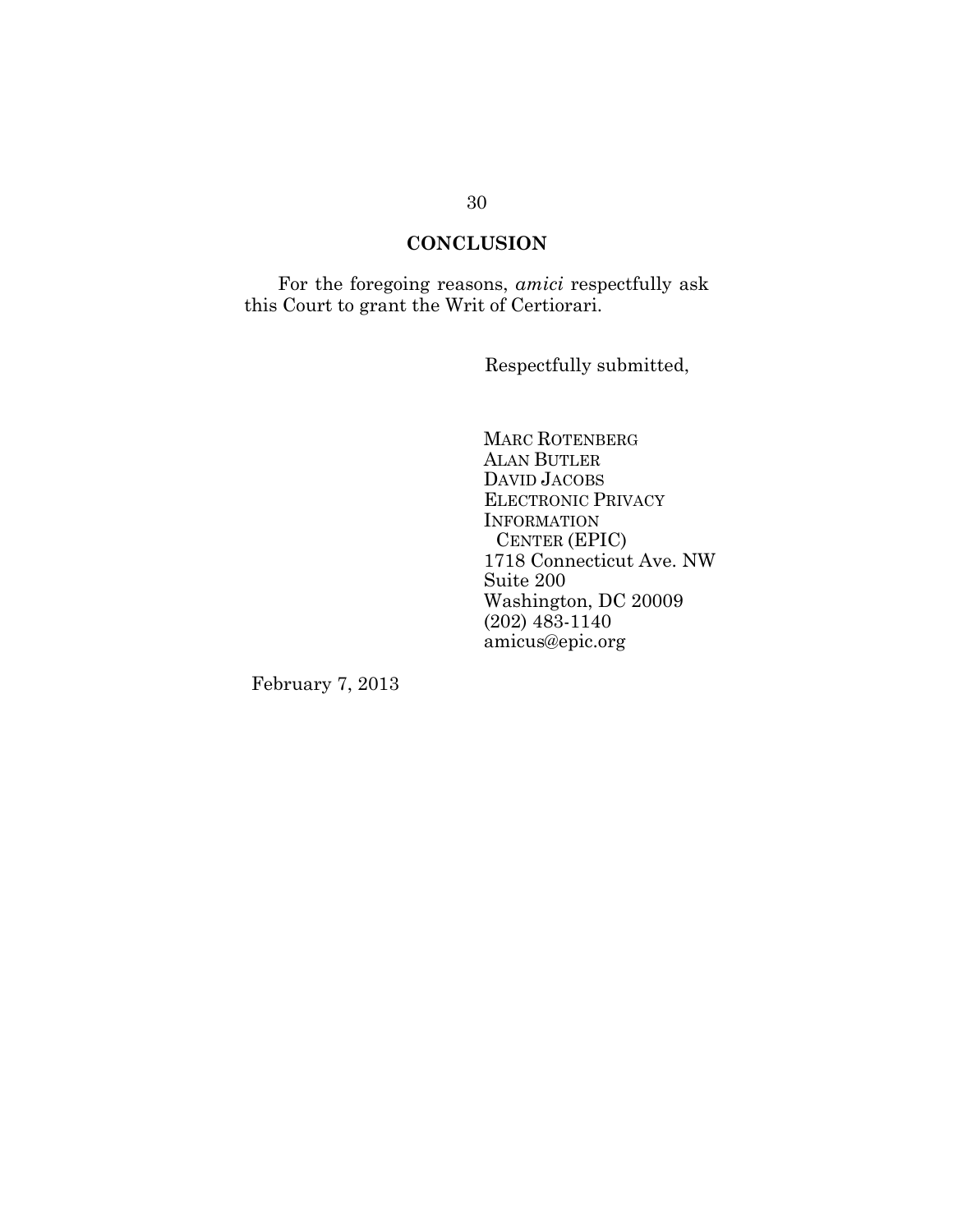## CONCLUSION

For the foregoing reasons, *amici* respectfully ask this Court to grant the Writ of Certiorari.

Respectfully submitted,

MARC ROTENBERG
ALAN BUTLER
DAVID JACOBS
ELECTRONIC PRIVACY INFORMATION CENTER (EPIC)
1718 Connecticut Ave. NW
Suite 200
Washington, DC 20009
(202) 483-1140
amicus@epic.org

February 7, 2013